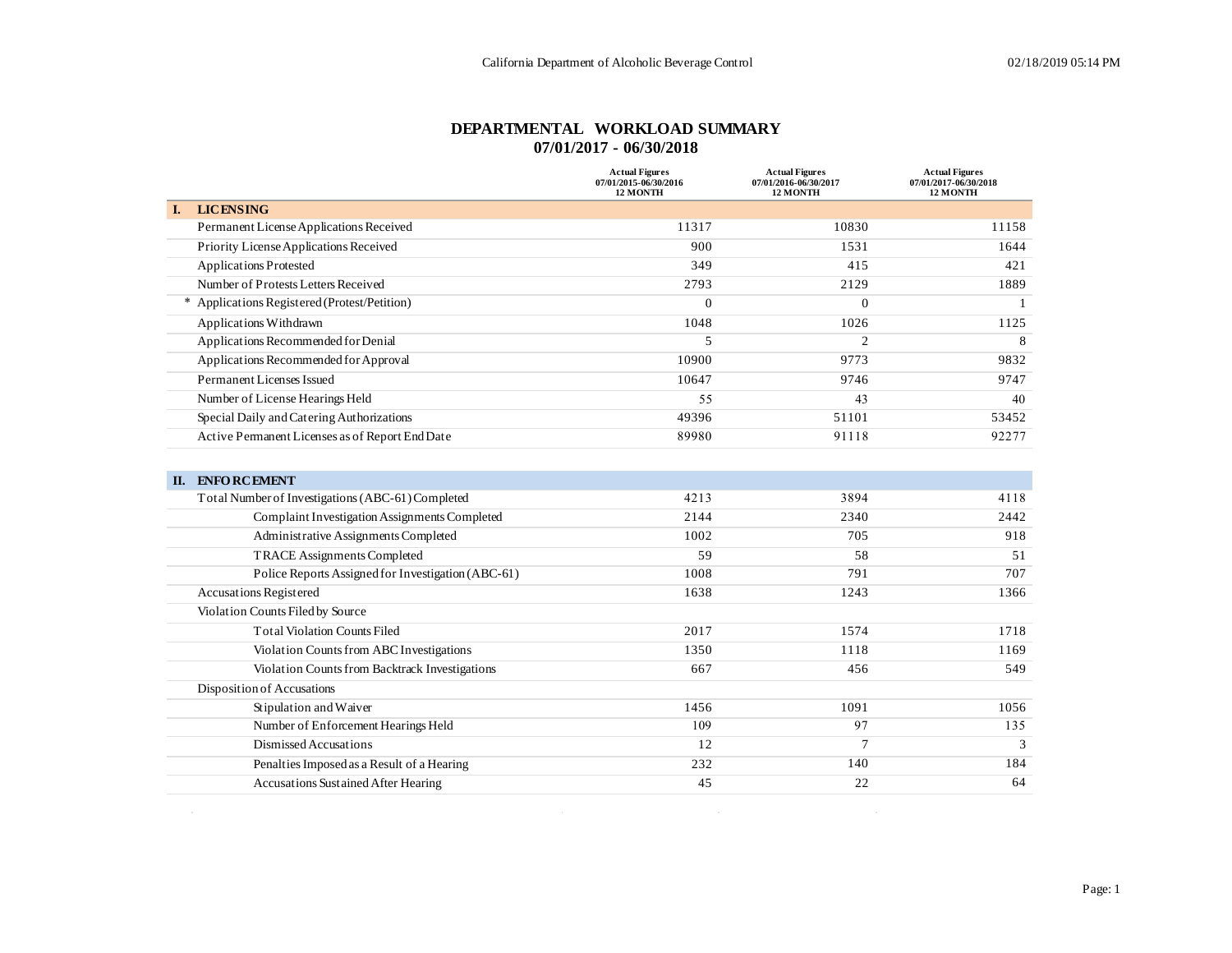California Department of Alcoholic Beverage Control

02/18/2019 05:14 PM

# DEPARTMENTAL WORKLOAD SUMMARY
## 07/01/2017 - 06/30/2018

| | Actual Figures 07/01/2015-06/30/2016 12 MONTH | Actual Figures 07/01/2016-06/30/2017 12 MONTH | Actual Figures 07/01/2017-06/30/2018 12 MONTH |
|---|---|---|---|
| **I. LICENSING** | | | |
| Permanent License Applications Received | 11317 | 10830 | 11158 |
| Priority License Applications Received | 900 | 1531 | 1644 |
| Applications Protested | 349 | 415 | 421 |
| Number of Protests Letters Received | 2793 | 2129 | 1889 |
| * Applications Registered (Protest/Petition) | 0 | 0 | 1 |
| Applications Withdrawn | 1048 | 1026 | 1125 |
| Applications Recommended for Denial | 5 | 2 | 8 |
| Applications Recommended for Approval | 10900 | 9773 | 9832 |
| Permanent Licenses Issued | 10647 | 9746 | 9747 |
| Number of License Hearings Held | 55 | 43 | 40 |
| Special Daily and Catering Authorizations | 49396 | 51101 | 53452 |
| Active Permanent Licenses as of Report End Date | 89980 | 91118 | 92277 |
| **II. ENFORCEMENT** | | | |
| Total Number of Investigations (ABC-61) Completed | 4213 | 3894 | 4118 |
| Complaint Investigation Assignments Completed | 2144 | 2340 | 2442 |
| Administrative Assignments Completed | 1002 | 705 | 918 |
| TRACE Assignments Completed | 59 | 58 | 51 |
| Police Reports Assigned for Investigation (ABC-61) | 1008 | 791 | 707 |
| Accusations Registered | 1638 | 1243 | 1366 |
| Violation Counts Filed by Source | | | |
| Total Violation Counts Filed | 2017 | 1574 | 1718 |
| Violation Counts from ABC Investigations | 1350 | 1118 | 1169 |
| Violation Counts from Backtrack Investigations | 667 | 456 | 549 |
| Disposition of Accusations | | | |
| Stipulation and Waiver | 1456 | 1091 | 1056 |
| Number of Enforcement Hearings Held | 109 | 97 | 135 |
| Dismissed Accusations | 12 | 7 | 3 |
| Penalties Imposed as a Result of a Hearing | 232 | 140 | 184 |
| Accusations Sustained After Hearing | 45 | 22 | 64 |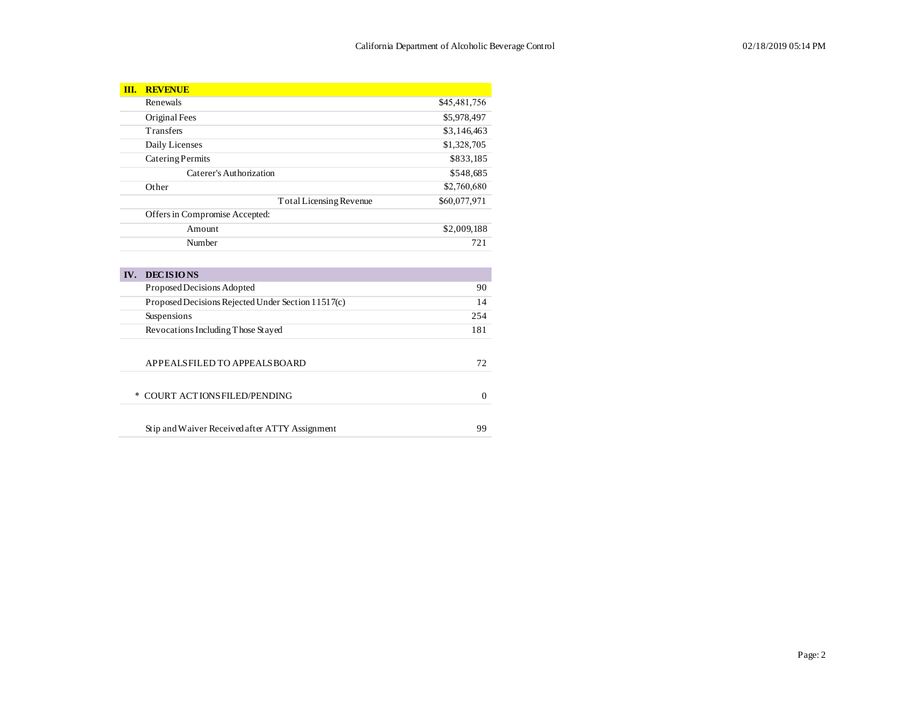## III. REVENUE

| Item | Amount |
|---|---|
| Renewals | $45,481,756 |
| Original Fees | $5,978,497 |
| Transfers | $3,146,463 |
| Daily Licenses | $1,328,705 |
| Catering Permits | $833,185 |
| Caterer's Authorization | $548,685 |
| Other | $2,760,680 |
| Total Licensing Revenue | $60,077,971 |
| Offers in Compromise Accepted: | |
| Amount | $2,009,188 |
| Number | 721 |

## IV. DECISIONS

| Item | Count |
|---|---|
| Proposed Decisions Adopted | 90 |
| Proposed Decisions Rejected Under Section 11517(c) | 14 |
| Suspensions | 254 |
| Revocations Including Those Stayed | 181 |
| APPEALS FILED TO APPEALS BOARD | 72 |
| * COURT ACTIONS FILED/PENDING | 0 |
| Stip and Waiver Received after ATTY Assignment | 99 |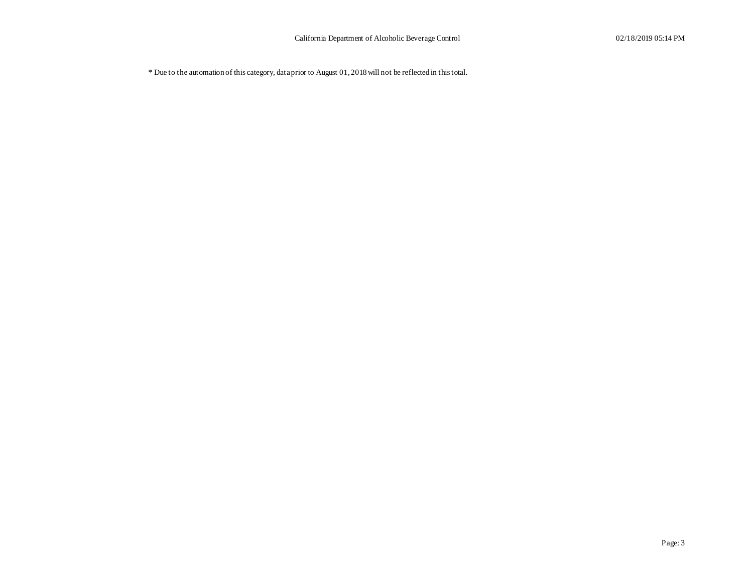* Due to the automation of this category, data prior to August 01, 2018 will not be reflected in this total.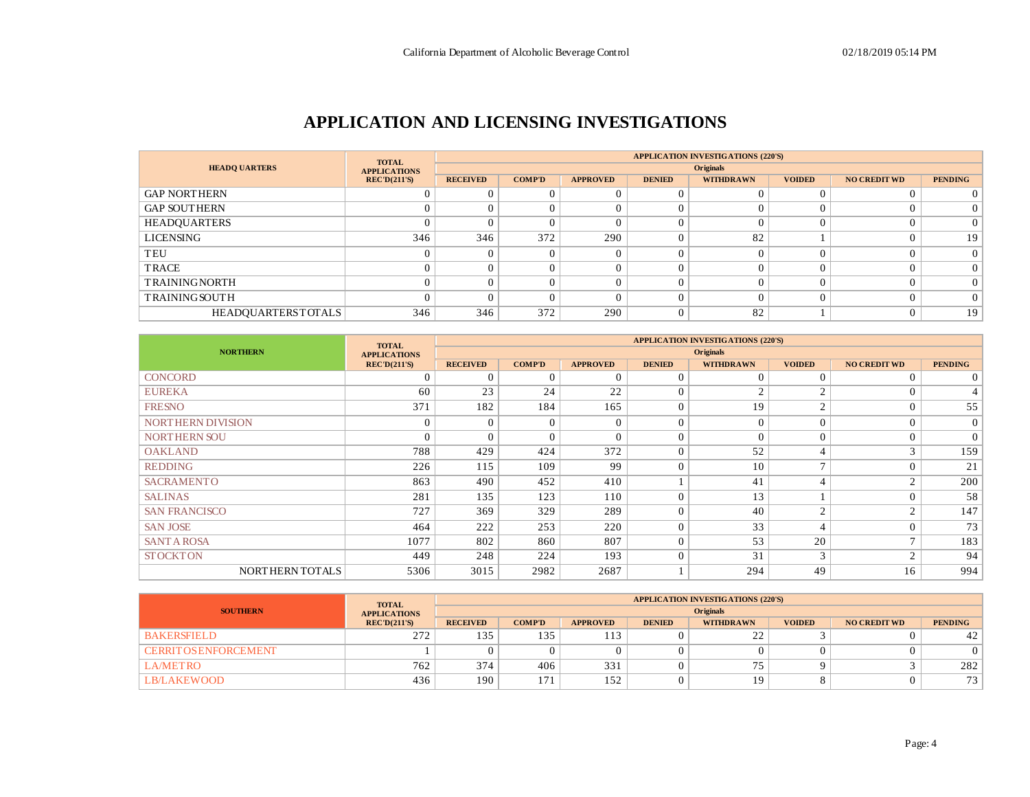# APPLICATION AND LICENSING INVESTIGATIONS

| HEADQUARTERS | TOTAL APPLICATIONS REC'D(211'S) | APPLICATION INVESTIGATIONS (220'S) Originals | | | | | | | |
|---|---|---|---|---|---|---|---|---|---|
| | | RECEIVED | COMP'D | APPROVED | DENIED | WITHDRAWN | VOIDED | NO CREDIT WD | PENDING |
| GAP NORTHERN | 0 | 0 | 0 | 0 | 0 | 0 | 0 | 0 | 0 |
| GAP SOUTHERN | 0 | 0 | 0 | 0 | 0 | 0 | 0 | 0 | 0 |
| HEADQUARTERS | 0 | 0 | 0 | 0 | 0 | 0 | 0 | 0 | 0 |
| LICENSING | 346 | 346 | 372 | 290 | 0 | 82 | 1 | 0 | 19 |
| TEU | 0 | 0 | 0 | 0 | 0 | 0 | 0 | 0 | 0 |
| TRACE | 0 | 0 | 0 | 0 | 0 | 0 | 0 | 0 | 0 |
| TRAINING NORTH | 0 | 0 | 0 | 0 | 0 | 0 | 0 | 0 | 0 |
| TRAINING SOUTH | 0 | 0 | 0 | 0 | 0 | 0 | 0 | 0 | 0 |
| HEADQUARTERS TOTALS | 346 | 346 | 372 | 290 | 0 | 82 | 1 | 0 | 19 |

| NORTHERN | TOTAL APPLICATIONS REC'D(211'S) | APPLICATION INVESTIGATIONS (220'S) Originals | | | | | | | |
|---|---|---|---|---|---|---|---|---|---|
| | | RECEIVED | COMP'D | APPROVED | DENIED | WITHDRAWN | VOIDED | NO CREDIT WD | PENDING |
| CONCORD | 0 | 0 | 0 | 0 | 0 | 0 | 0 | 0 | 0 |
| EUREKA | 60 | 23 | 24 | 22 | 0 | 2 | 2 | 0 | 4 |
| FRESNO | 371 | 182 | 184 | 165 | 0 | 19 | 2 | 0 | 55 |
| NORTHERN DIVISION | 0 | 0 | 0 | 0 | 0 | 0 | 0 | 0 | 0 |
| NORTHERN SOU | 0 | 0 | 0 | 0 | 0 | 0 | 0 | 0 | 0 |
| OAKLAND | 788 | 429 | 424 | 372 | 0 | 52 | 4 | 3 | 159 |
| REDDING | 226 | 115 | 109 | 99 | 0 | 10 | 7 | 0 | 21 |
| SACRAMENTO | 863 | 490 | 452 | 410 | 1 | 41 | 4 | 2 | 200 |
| SALINAS | 281 | 135 | 123 | 110 | 0 | 13 | 1 | 0 | 58 |
| SAN FRANCISCO | 727 | 369 | 329 | 289 | 0 | 40 | 2 | 2 | 147 |
| SAN JOSE | 464 | 222 | 253 | 220 | 0 | 33 | 4 | 0 | 73 |
| SANTA ROSA | 1077 | 802 | 860 | 807 | 0 | 53 | 20 | 7 | 183 |
| STOCKTON | 449 | 248 | 224 | 193 | 0 | 31 | 3 | 2 | 94 |
| NORTHERN TOTALS | 5306 | 3015 | 2982 | 2687 | 1 | 294 | 49 | 16 | 994 |

| SOUTHERN | TOTAL APPLICATIONS REC'D(211'S) | APPLICATION INVESTIGATIONS (220'S) Originals | | | | | | | |
|---|---|---|---|---|---|---|---|---|---|
| | | RECEIVED | COMP'D | APPROVED | DENIED | WITHDRAWN | VOIDED | NO CREDIT WD | PENDING |
| BAKERSFIELD | 272 | 135 | 135 | 113 | 0 | 22 | 3 | 0 | 42 |
| CERRITOS ENFORCEMENT | 1 | 0 | 0 | 0 | 0 | 0 | 0 | 0 | 0 |
| LA/METRO | 762 | 374 | 406 | 331 | 0 | 75 | 9 | 3 | 282 |
| LB/LAKEWOOD | 436 | 190 | 171 | 152 | 0 | 19 | 8 | 0 | 73 |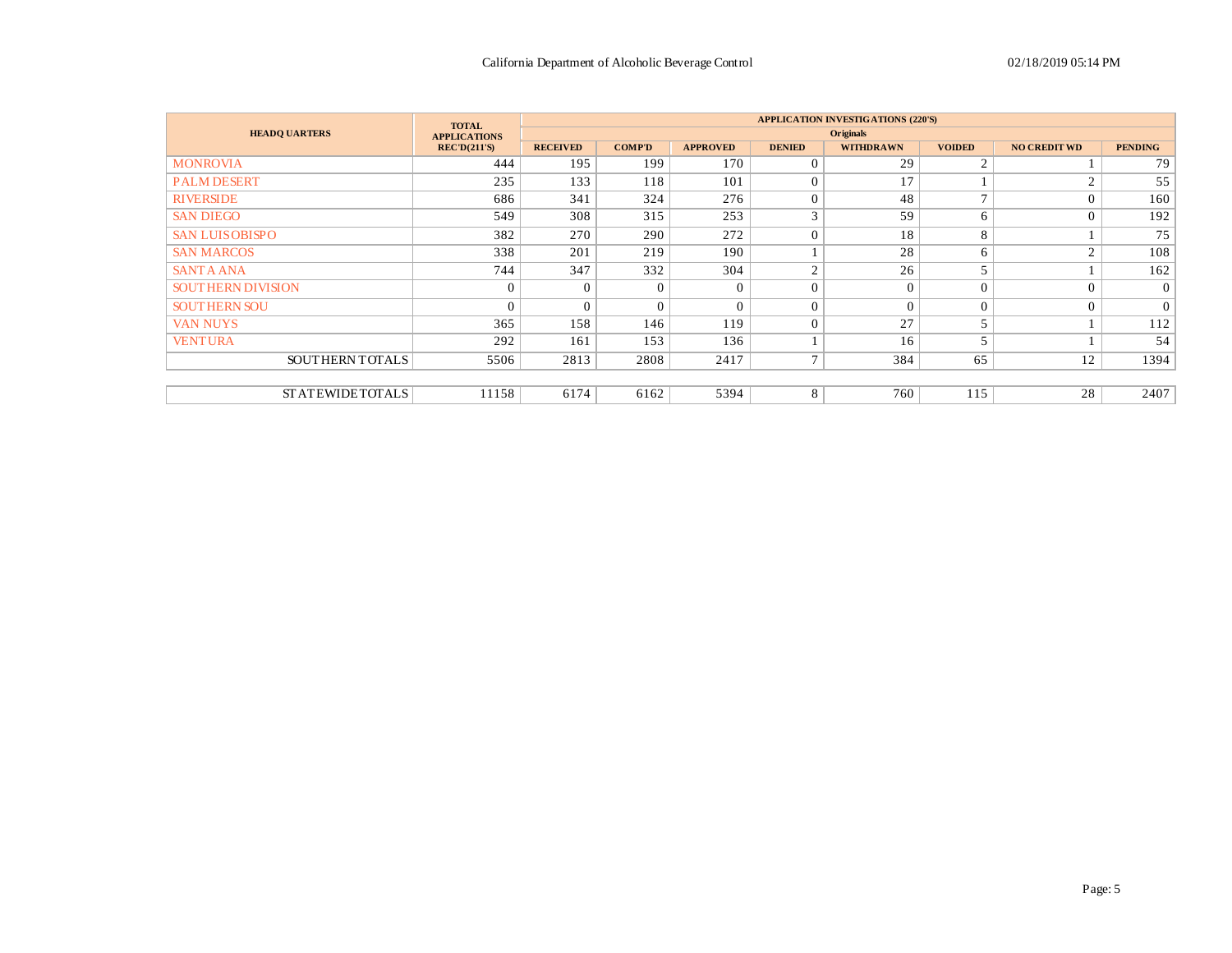California Department of Alcoholic Beverage Control

02/18/2019 05:14 PM

| HEADQUARTERS | TOTAL APPLICATIONS REC'D(211'S) | APPLICATION INVESTIGATIONS (220'S) | | | | | | | |
|---|---|---|---|---|---|---|---|---|---|
| | | Originals | | | | | | | |
| | | RECEIVED | COMP'D | APPROVED | DENIED | WITHDRAWN | VOIDED | NO CREDIT WD | PENDING |
| MONROVIA | 444 | 195 | 199 | 170 | 0 | 29 | 2 | 1 | 79 |
| PALM DESERT | 235 | 133 | 118 | 101 | 0 | 17 | 1 | 2 | 55 |
| RIVERSIDE | 686 | 341 | 324 | 276 | 0 | 48 | 7 | 0 | 160 |
| SAN DIEGO | 549 | 308 | 315 | 253 | 3 | 59 | 6 | 0 | 192 |
| SAN LUIS OBISPO | 382 | 270 | 290 | 272 | 0 | 18 | 8 | 1 | 75 |
| SAN MARCOS | 338 | 201 | 219 | 190 | 1 | 28 | 6 | 2 | 108 |
| SANTA ANA | 744 | 347 | 332 | 304 | 2 | 26 | 5 | 1 | 162 |
| SOUTHERN DIVISION | 0 | 0 | 0 | 0 | 0 | 0 | 0 | 0 | 0 |
| SOUTHERN SOU | 0 | 0 | 0 | 0 | 0 | 0 | 0 | 0 | 0 |
| VAN NUYS | 365 | 158 | 146 | 119 | 0 | 27 | 5 | 1 | 112 |
| VENTURA | 292 | 161 | 153 | 136 | 1 | 16 | 5 | 1 | 54 |
| SOUTHERN TOTALS | 5506 | 2813 | 2808 | 2417 | 7 | 384 | 65 | 12 | 1394 |
| | | | | | | | | | |
| STATEWIDE TOTALS | 11158 | 6174 | 6162 | 5394 | 8 | 760 | 115 | 28 | 2407 |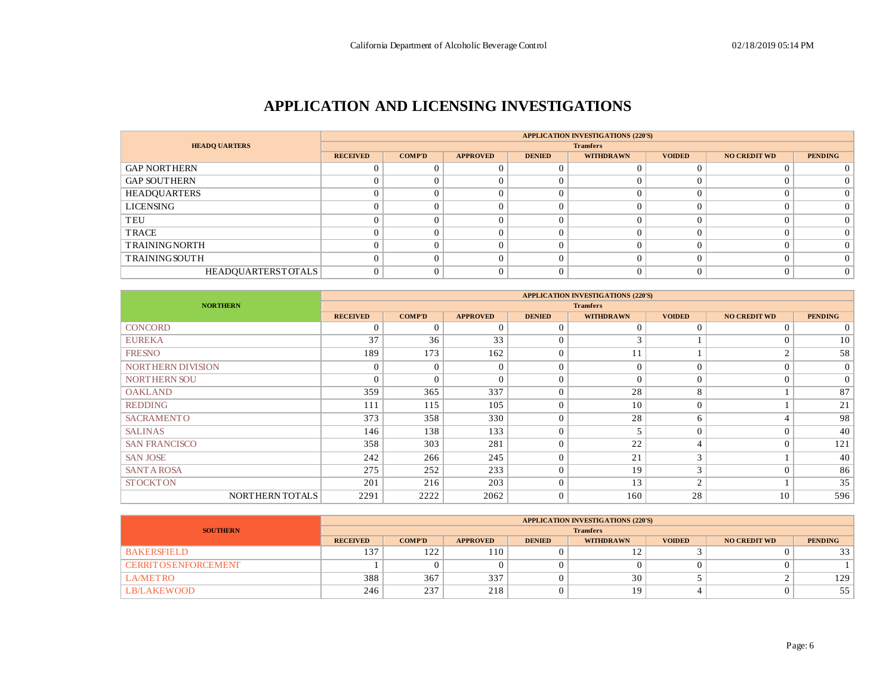# APPLICATION AND LICENSING INVESTIGATIONS

| HEADQUARTERS | APPLICATION INVESTIGATIONS (220'S) | | | | | | | |
|---|---|---|---|---|---|---|---|---|
| | Transfers | | | | | | | |
| | RECEIVED | COMP'D | APPROVED | DENIED | WITHDRAWN | VOIDED | NO CREDIT WD | PENDING |
| GAP NORTHERN | 0 | 0 | 0 | 0 | 0 | 0 | 0 | 0 |
| GAP SOUTHERN | 0 | 0 | 0 | 0 | 0 | 0 | 0 | 0 |
| HEADQUARTERS | 0 | 0 | 0 | 0 | 0 | 0 | 0 | 0 |
| LICENSING | 0 | 0 | 0 | 0 | 0 | 0 | 0 | 0 |
| TEU | 0 | 0 | 0 | 0 | 0 | 0 | 0 | 0 |
| TRACE | 0 | 0 | 0 | 0 | 0 | 0 | 0 | 0 |
| TRAINING NORTH | 0 | 0 | 0 | 0 | 0 | 0 | 0 | 0 |
| TRAINING SOUTH | 0 | 0 | 0 | 0 | 0 | 0 | 0 | 0 |
| HEADQUARTERS TOTALS | 0 | 0 | 0 | 0 | 0 | 0 | 0 | 0 |

| NORTHERN | APPLICATION INVESTIGATIONS (220'S) | | | | | | | |
|---|---|---|---|---|---|---|---|---|
| | Transfers | | | | | | | |
| | RECEIVED | COMP'D | APPROVED | DENIED | WITHDRAWN | VOIDED | NO CREDIT WD | PENDING |
| CONCORD | 0 | 0 | 0 | 0 | 0 | 0 | 0 | 0 |
| EUREKA | 37 | 36 | 33 | 0 | 3 | 1 | 0 | 10 |
| FRESNO | 189 | 173 | 162 | 0 | 11 | 1 | 2 | 58 |
| NORTHERN DIVISION | 0 | 0 | 0 | 0 | 0 | 0 | 0 | 0 |
| NORTHERN SOU | 0 | 0 | 0 | 0 | 0 | 0 | 0 | 0 |
| OAKLAND | 359 | 365 | 337 | 0 | 28 | 8 | 1 | 87 |
| REDDING | 111 | 115 | 105 | 0 | 10 | 0 | 1 | 21 |
| SACRAMENTO | 373 | 358 | 330 | 0 | 28 | 6 | 4 | 98 |
| SALINAS | 146 | 138 | 133 | 0 | 5 | 0 | 0 | 40 |
| SAN FRANCISCO | 358 | 303 | 281 | 0 | 22 | 4 | 0 | 121 |
| SAN JOSE | 242 | 266 | 245 | 0 | 21 | 3 | 1 | 40 |
| SANTA ROSA | 275 | 252 | 233 | 0 | 19 | 3 | 0 | 86 |
| STOCKTON | 201 | 216 | 203 | 0 | 13 | 2 | 1 | 35 |
| NORTHERN TOTALS | 2291 | 2222 | 2062 | 0 | 160 | 28 | 10 | 596 |

| SOUTHERN | APPLICATION INVESTIGATIONS (220'S) | | | | | | | |
|---|---|---|---|---|---|---|---|---|
| | Transfers | | | | | | | |
| | RECEIVED | COMP'D | APPROVED | DENIED | WITHDRAWN | VOIDED | NO CREDIT WD | PENDING |
| BAKERSFIELD | 137 | 122 | 110 | 0 | 12 | 3 | 0 | 33 |
| CERRITOS ENFORCEMENT | 1 | 0 | 0 | 0 | 0 | 0 | 0 | 1 |
| LA/METRO | 388 | 367 | 337 | 0 | 30 | 5 | 2 | 129 |
| LB/LAKEWOOD | 246 | 237 | 218 | 0 | 19 | 4 | 0 | 55 |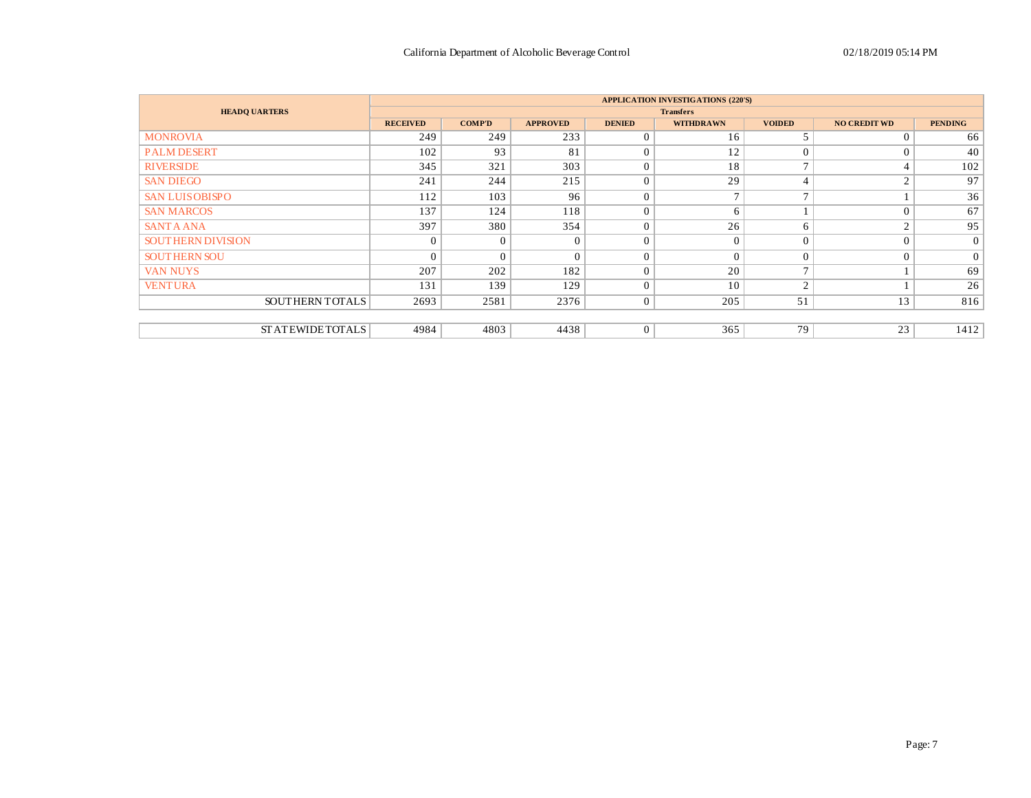California Department of Alcoholic Beverage Control

| HEADQUARTERS | APPLICATION INVESTIGATIONS (220'S) | | | | | | | |
|---|---|---|---|---|---|---|---|---|
| | Transfers | | | | | | | |
| | RECEIVED | COMP'D | APPROVED | DENIED | WITHDRAWN | VOIDED | NO CREDIT WD | PENDING |
| MONROVIA | 249 | 249 | 233 | 0 | 16 | 5 | 0 | 66 |
| PALM DESERT | 102 | 93 | 81 | 0 | 12 | 0 | 0 | 40 |
| RIVERSIDE | 345 | 321 | 303 | 0 | 18 | 7 | 4 | 102 |
| SAN DIEGO | 241 | 244 | 215 | 0 | 29 | 4 | 2 | 97 |
| SAN LUIS OBISPO | 112 | 103 | 96 | 0 | 7 | 7 | 1 | 36 |
| SAN MARCOS | 137 | 124 | 118 | 0 | 6 | 1 | 0 | 67 |
| SANTA ANA | 397 | 380 | 354 | 0 | 26 | 6 | 2 | 95 |
| SOUTHERN DIVISION | 0 | 0 | 0 | 0 | 0 | 0 | 0 | 0 |
| SOUTHERN SOU | 0 | 0 | 0 | 0 | 0 | 0 | 0 | 0 |
| VAN NUYS | 207 | 202 | 182 | 0 | 20 | 7 | 1 | 69 |
| VENTURA | 131 | 139 | 129 | 0 | 10 | 2 | 1 | 26 |
| SOUTHERN TOTALS | 2693 | 2581 | 2376 | 0 | 205 | 51 | 13 | 816 |
| STATEWIDE TOTALS | 4984 | 4803 | 4438 | 0 | 365 | 79 | 23 | 1412 |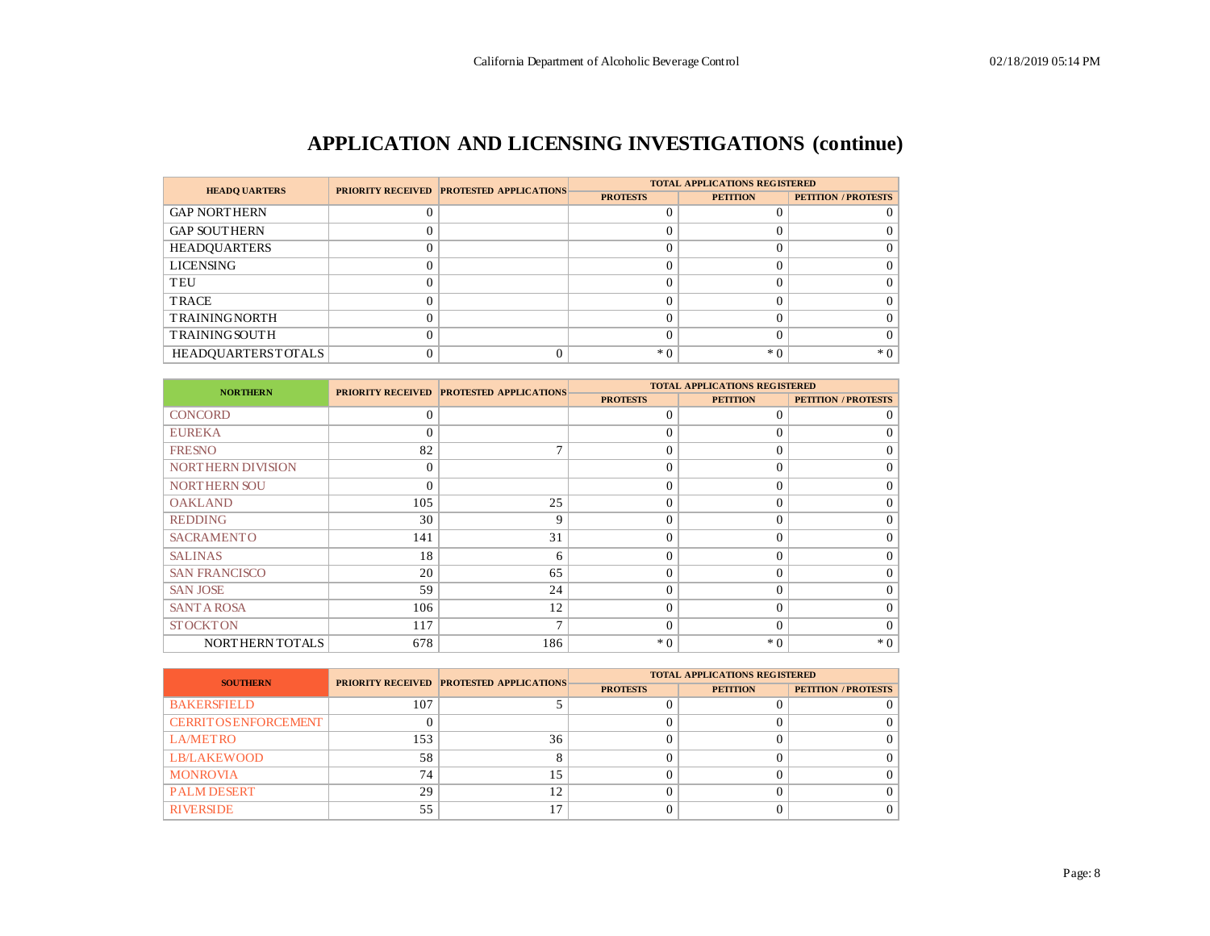# APPLICATION AND LICENSING INVESTIGATIONS (continue)

| HEADQUARTERS | PRIORITY RECEIVED | PROTESTED APPLICATIONS | TOTAL APPLICATIONS REGISTERED | | |
|---|---|---|---|---|---|
| | | | PROTESTS | PETITION | PETITION / PROTESTS |
| GAP NORTHERN | 0 | | 0 | 0 | 0 |
| GAP SOUTHERN | 0 | | 0 | 0 | 0 |
| HEADQUARTERS | 0 | | 0 | 0 | 0 |
| LICENSING | 0 | | 0 | 0 | 0 |
| TEU | 0 | | 0 | 0 | 0 |
| TRACE | 0 | | 0 | 0 | 0 |
| TRAINING NORTH | 0 | | 0 | 0 | 0 |
| TRAINING SOUTH | 0 | | 0 | 0 | 0 |
| HEADQUARTERS TOTALS | 0 | 0 | * 0 | * 0 | * 0 |

| NORTHERN | PRIORITY RECEIVED | PROTESTED APPLICATIONS | TOTAL APPLICATIONS REGISTERED | | |
|---|---|---|---|---|---|
| | | | PROTESTS | PETITION | PETITION / PROTESTS |
| CONCORD | 0 | | 0 | 0 | 0 |
| EUREKA | 0 | | 0 | 0 | 0 |
| FRESNO | 82 | 7 | 0 | 0 | 0 |
| NORTHERN DIVISION | 0 | | 0 | 0 | 0 |
| NORTHERN SOU | 0 | | 0 | 0 | 0 |
| OAKLAND | 105 | 25 | 0 | 0 | 0 |
| REDDING | 30 | 9 | 0 | 0 | 0 |
| SACRAMENTO | 141 | 31 | 0 | 0 | 0 |
| SALINAS | 18 | 6 | 0 | 0 | 0 |
| SAN FRANCISCO | 20 | 65 | 0 | 0 | 0 |
| SAN JOSE | 59 | 24 | 0 | 0 | 0 |
| SANTA ROSA | 106 | 12 | 0 | 0 | 0 |
| STOCKTON | 117 | 7 | 0 | 0 | 0 |
| NORTHERN TOTALS | 678 | 186 | * 0 | * 0 | * 0 |

| SOUTHERN | PRIORITY RECEIVED | PROTESTED APPLICATIONS | TOTAL APPLICATIONS REGISTERED | | |
|---|---|---|---|---|---|
| | | | PROTESTS | PETITION | PETITION / PROTESTS |
| BAKERSFIELD | 107 | 5 | 0 | 0 | 0 |
| CERRITOS ENFORCEMENT | 0 | | 0 | 0 | 0 |
| LA/METRO | 153 | 36 | 0 | 0 | 0 |
| LB/LAKEWOOD | 58 | 8 | 0 | 0 | 0 |
| MONROVIA | 74 | 15 | 0 | 0 | 0 |
| PALM DESERT | 29 | 12 | 0 | 0 | 0 |
| RIVERSIDE | 55 | 17 | 0 | 0 | 0 |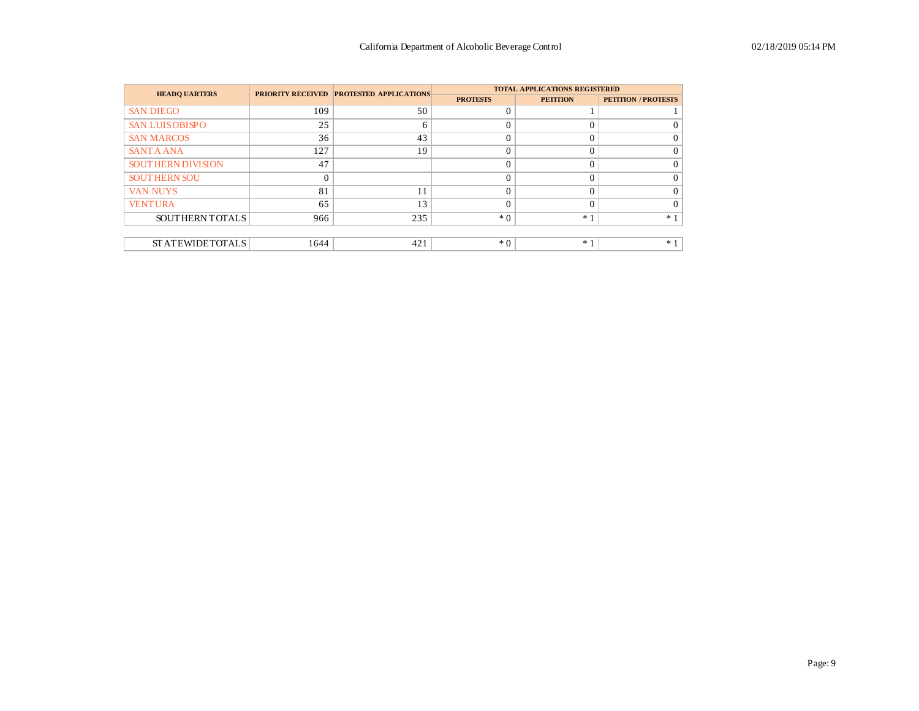California Department of Alcoholic Beverage Control 02/18/2019 05:14 PM

| HEADQUARTERS | PRIORITY RECEIVED | PROTESTED APPLICATIONS | TOTAL APPLICATIONS REGISTERED | | |
|---|---|---|---|---|---|
| | | | PROTESTS | PETITION | PETITION / PROTESTS |
| SAN DIEGO | 109 | 50 | 0 | 1 | 1 |
| SAN LUIS OBISPO | 25 | 6 | 0 | 0 | 0 |
| SAN MARCOS | 36 | 43 | 0 | 0 | 0 |
| SANTA ANA | 127 | 19 | 0 | 0 | 0 |
| SOUTHERN DIVISION | 47 | | 0 | 0 | 0 |
| SOUTHERN SOU | 0 | | 0 | 0 | 0 |
| VAN NUYS | 81 | 11 | 0 | 0 | 0 |
| VENTURA | 65 | 13 | 0 | 0 | 0 |
| SOUTHERN TOTALS | 966 | 235 | * 0 | * 1 | * 1 |
| STATEWIDE TOTALS | 1644 | 421 | * 0 | * 1 | * 1 |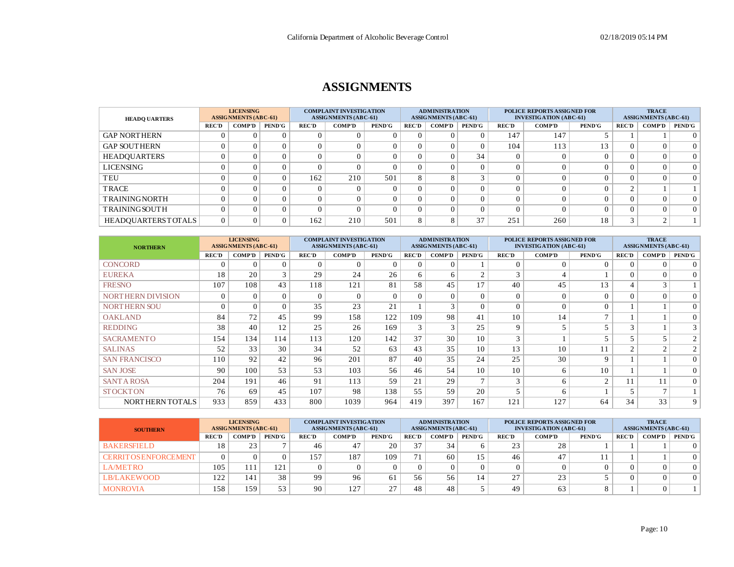# ASSIGNMENTS

| HEADQUARTERS | LICENSING ASSIGNMENTS (ABC-61) | | | COMPLAINT INVESTIGATION ASSIGNMENTS (ABC-61) | | | ADMINISTRATION ASSIGNMENTS (ABC-61) | | | POLICE REPORTS ASSIGNED FOR INVESTIGATION (ABC-61) | | | TRACE ASSIGNMENTS (ABC-61) | | |
|---|---|---|---|---|---|---|---|---|---|---|---|---|---|---|---|
| | REC'D | COMP'D | PEND'G | REC'D | COMP'D | PEND'G | REC'D | COMP'D | PEND'G | REC'D | COMP'D | PEND'G | REC'D | COMP'D | PEND'G |
| GAP NORTHERN | 0 | 0 | 0 | 0 | 0 | 0 | 0 | 0 | 0 | 147 | 147 | 5 | 1 | 1 | 0 |
| GAP SOUTHERN | 0 | 0 | 0 | 0 | 0 | 0 | 0 | 0 | 0 | 104 | 113 | 13 | 0 | 0 | 0 |
| HEADQUARTERS | 0 | 0 | 0 | 0 | 0 | 0 | 0 | 0 | 34 | 0 | 0 | 0 | 0 | 0 | 0 |
| LICENSING | 0 | 0 | 0 | 0 | 0 | 0 | 0 | 0 | 0 | 0 | 0 | 0 | 0 | 0 | 0 |
| TEU | 0 | 0 | 0 | 162 | 210 | 501 | 8 | 8 | 3 | 0 | 0 | 0 | 0 | 0 | 0 |
| TRACE | 0 | 0 | 0 | 0 | 0 | 0 | 0 | 0 | 0 | 0 | 0 | 0 | 2 | 1 | 1 |
| TRAINING NORTH | 0 | 0 | 0 | 0 | 0 | 0 | 0 | 0 | 0 | 0 | 0 | 0 | 0 | 0 | 0 |
| TRAINING SOUTH | 0 | 0 | 0 | 0 | 0 | 0 | 0 | 0 | 0 | 0 | 0 | 0 | 0 | 0 | 0 |
| HEADQUARTERS TOTALS | 0 | 0 | 0 | 162 | 210 | 501 | 8 | 8 | 37 | 251 | 260 | 18 | 3 | 2 | 1 |

| NORTHERN | LICENSING ASSIGNMENTS (ABC-61) | | | COMPLAINT INVESTIGATION ASSIGNMENTS (ABC-61) | | | ADMINISTRATION ASSIGNMENTS (ABC-61) | | | POLICE REPORTS ASSIGNED FOR INVESTIGATION (ABC-61) | | | TRACE ASSIGNMENTS (ABC-61) | | |
|---|---|---|---|---|---|---|---|---|---|---|---|---|---|---|---|
| | REC'D | COMP'D | PEND'G | REC'D | COMP'D | PEND'G | REC'D | COMP'D | PEND'G | REC'D | COMP'D | PEND'G | REC'D | COMP'D | PEND'G |
| CONCORD | 0 | 0 | 0 | 0 | 0 | 0 | 0 | 0 | 1 | 0 | 0 | 0 | 0 | 0 | 0 |
| EUREKA | 18 | 20 | 3 | 29 | 24 | 26 | 6 | 6 | 2 | 3 | 4 | 1 | 0 | 0 | 0 |
| FRESNO | 107 | 108 | 43 | 118 | 121 | 81 | 58 | 45 | 17 | 40 | 45 | 13 | 4 | 3 | 1 |
| NORTHERN DIVISION | 0 | 0 | 0 | 0 | 0 | 0 | 0 | 0 | 0 | 0 | 0 | 0 | 0 | 0 | 0 |
| NORTHERN SOU | 0 | 0 | 0 | 35 | 23 | 21 | 1 | 3 | 0 | 0 | 0 | 0 | 1 | 1 | 0 |
| OAKLAND | 84 | 72 | 45 | 99 | 158 | 122 | 109 | 98 | 41 | 10 | 14 | 7 | 1 | 1 | 0 |
| REDDING | 38 | 40 | 12 | 25 | 26 | 169 | 3 | 3 | 25 | 9 | 5 | 5 | 3 | 1 | 3 |
| SACRAMENTO | 154 | 134 | 114 | 113 | 120 | 142 | 37 | 30 | 10 | 3 | 1 | 5 | 5 | 5 | 2 |
| SALINAS | 52 | 33 | 30 | 34 | 52 | 63 | 43 | 35 | 10 | 13 | 10 | 11 | 2 | 2 | 2 |
| SAN FRANCISCO | 110 | 92 | 42 | 96 | 201 | 87 | 40 | 35 | 24 | 25 | 30 | 9 | 1 | 1 | 0 |
| SAN JOSE | 90 | 100 | 53 | 53 | 103 | 56 | 46 | 54 | 10 | 10 | 6 | 10 | 1 | 1 | 0 |
| SANTA ROSA | 204 | 191 | 46 | 91 | 113 | 59 | 21 | 29 | 7 | 3 | 6 | 2 | 11 | 11 | 0 |
| STOCKTON | 76 | 69 | 45 | 107 | 98 | 138 | 55 | 59 | 20 | 5 | 6 | 1 | 5 | 7 | 1 |
| NORTHERN TOTALS | 933 | 859 | 433 | 800 | 1039 | 964 | 419 | 397 | 167 | 121 | 127 | 64 | 34 | 33 | 9 |

| SOUTHERN | LICENSING ASSIGNMENTS (ABC-61) | | | COMPLAINT INVESTIGATION ASSIGNMENTS (ABC-61) | | | ADMINISTRATION ASSIGNMENTS (ABC-61) | | | POLICE REPORTS ASSIGNED FOR INVESTIGATION (ABC-61) | | | TRACE ASSIGNMENTS (ABC-61) | | |
|---|---|---|---|---|---|---|---|---|---|---|---|---|---|---|---|
| | REC'D | COMP'D | PEND'G | REC'D | COMP'D | PEND'G | REC'D | COMP'D | PEND'G | REC'D | COMP'D | PEND'G | REC'D | COMP'D | PEND'G |
| BAKERSFIELD | 18 | 23 | 7 | 46 | 47 | 20 | 37 | 34 | 6 | 23 | 28 | 1 | 1 | 1 | 0 |
| CERRITOS ENFORCEMENT | 0 | 0 | 0 | 157 | 187 | 109 | 71 | 60 | 15 | 46 | 47 | 11 | 1 | 1 | 0 |
| LA/METRO | 105 | 111 | 121 | 0 | 0 | 0 | 0 | 0 | 0 | 0 | 0 | 0 | 0 | 0 | 0 |
| LB/LAKEWOOD | 122 | 141 | 38 | 99 | 96 | 61 | 56 | 56 | 14 | 27 | 23 | 5 | 0 | 0 | 0 |
| MONROVIA | 158 | 159 | 53 | 90 | 127 | 27 | 48 | 48 | 5 | 49 | 63 | 8 | 1 | 0 | 1 |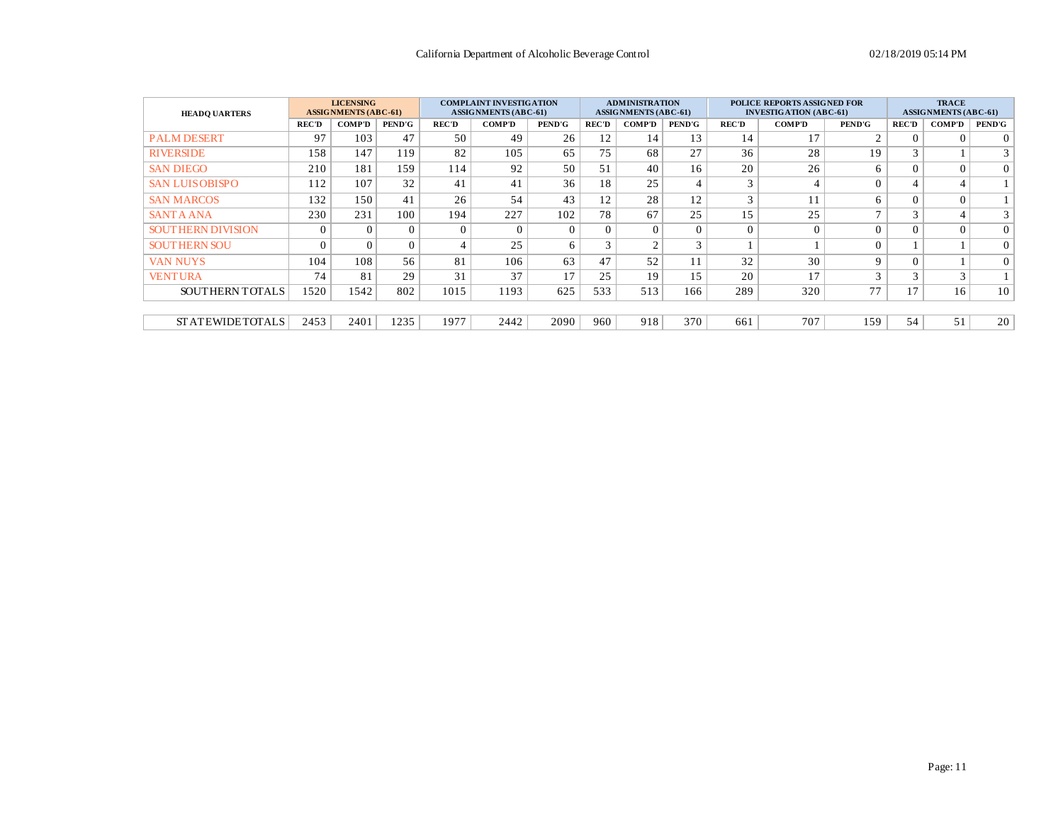California Department of Alcoholic Beverage Control

02/18/2019 05:14 PM

| HEADQUARTERS | LICENSING ASSIGNMENTS (ABC-61) | | | COMPLAINT INVESTIGATION ASSIGNMENTS (ABC-61) | | | ADMINISTRATION ASSIGNMENTS (ABC-61) | | | POLICE REPORTS ASSIGNED FOR INVESTIGATION (ABC-61) | | | TRACE ASSIGNMENTS (ABC-61) | | |
|---|---|---|---|---|---|---|---|---|---|---|---|---|---|---|---|
| | REC'D | COMP'D | PEND'G | REC'D | COMP'D | PEND'G | REC'D | COMP'D | PEND'G | REC'D | COMP'D | PEND'G | REC'D | COMP'D | PEND'G |
| PALM DESERT | 97 | 103 | 47 | 50 | 49 | 26 | 12 | 14 | 13 | 14 | 17 | 2 | 0 | 0 | 0 |
| RIVERSIDE | 158 | 147 | 119 | 82 | 105 | 65 | 75 | 68 | 27 | 36 | 28 | 19 | 3 | 1 | 3 |
| SAN DIEGO | 210 | 181 | 159 | 114 | 92 | 50 | 51 | 40 | 16 | 20 | 26 | 6 | 0 | 0 | 0 |
| SAN LUIS OBISPO | 112 | 107 | 32 | 41 | 41 | 36 | 18 | 25 | 4 | 3 | 4 | 0 | 4 | 4 | 1 |
| SAN MARCOS | 132 | 150 | 41 | 26 | 54 | 43 | 12 | 28 | 12 | 3 | 11 | 6 | 0 | 0 | 1 |
| SANTA ANA | 230 | 231 | 100 | 194 | 227 | 102 | 78 | 67 | 25 | 15 | 25 | 7 | 3 | 4 | 3 |
| SOUTHERN DIVISION | 0 | 0 | 0 | 0 | 0 | 0 | 0 | 0 | 0 | 0 | 0 | 0 | 0 | 0 | 0 |
| SOUTHERN SOU | 0 | 0 | 0 | 4 | 25 | 6 | 3 | 2 | 3 | 1 | 1 | 0 | 1 | 1 | 0 |
| VAN NUYS | 104 | 108 | 56 | 81 | 106 | 63 | 47 | 52 | 11 | 32 | 30 | 9 | 0 | 1 | 0 |
| VENTURA | 74 | 81 | 29 | 31 | 37 | 17 | 25 | 19 | 15 | 20 | 17 | 3 | 3 | 3 | 1 |
| SOUTHERN TOTALS | 1520 | 1542 | 802 | 1015 | 1193 | 625 | 533 | 513 | 166 | 289 | 320 | 77 | 17 | 16 | 10 |
| STATEWIDE TOTALS | 2453 | 2401 | 1235 | 1977 | 2442 | 2090 | 960 | 918 | 370 | 661 | 707 | 159 | 54 | 51 | 20 |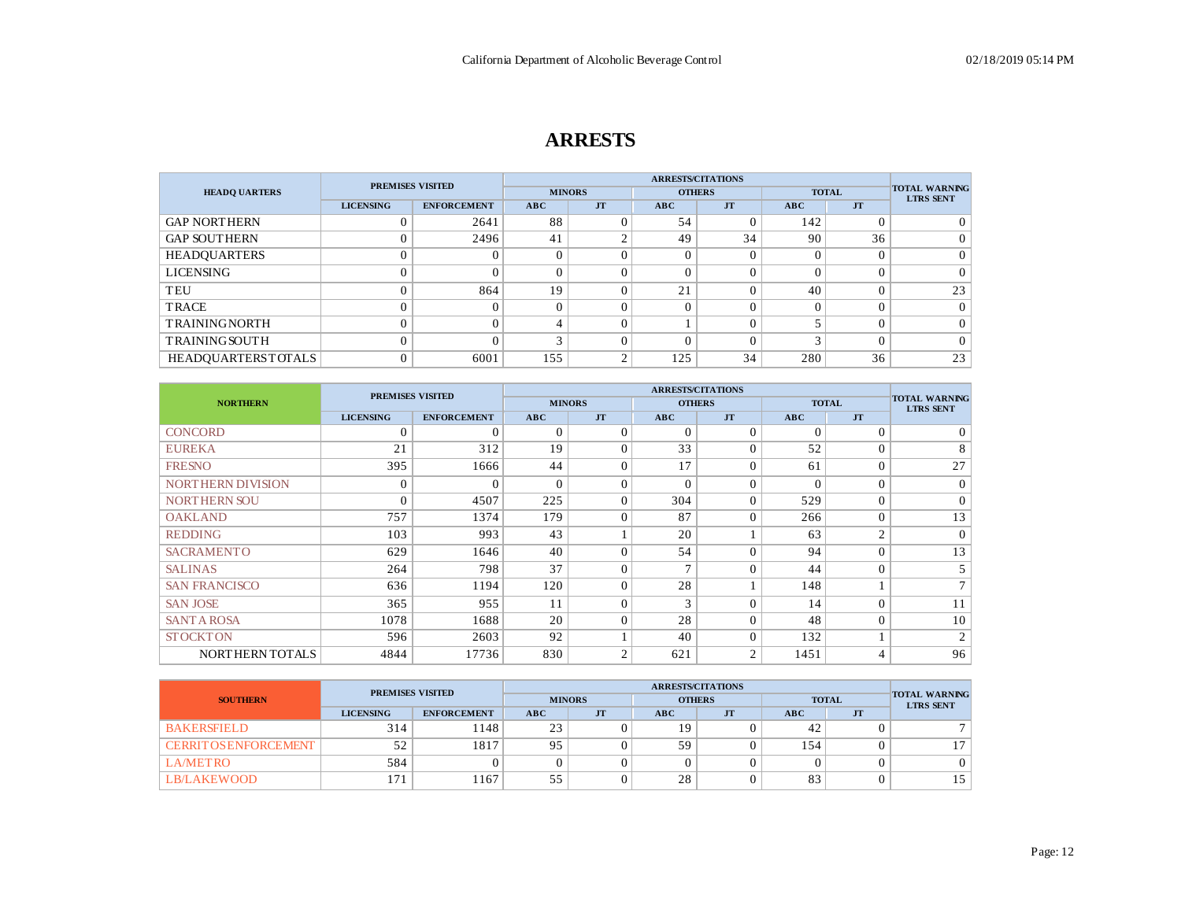# ARRESTS

| HEADQUARTERS | PREMISES VISITED | | ARRESTS/CITATIONS | | | | | | TOTAL WARNING LTRS SENT |
|---|---|---|---|---|---|---|---|---|---|
| | | | MINORS | | OTHERS | | TOTAL | | |
| | LICENSING | ENFORCEMENT | ABC | JT | ABC | JT | ABC | JT | |
| GAP NORTHERN | 0 | 2641 | 88 | 0 | 54 | 0 | 142 | 0 | 0 |
| GAP SOUTHERN | 0 | 2496 | 41 | 2 | 49 | 34 | 90 | 36 | 0 |
| HEADQUARTERS | 0 | 0 | 0 | 0 | 0 | 0 | 0 | 0 | 0 |
| LICENSING | 0 | 0 | 0 | 0 | 0 | 0 | 0 | 0 | 0 |
| TEU | 0 | 864 | 19 | 0 | 21 | 0 | 40 | 0 | 23 |
| TRACE | 0 | 0 | 0 | 0 | 0 | 0 | 0 | 0 | 0 |
| TRAINING NORTH | 0 | 0 | 4 | 0 | 1 | 0 | 5 | 0 | 0 |
| TRAINING SOUTH | 0 | 0 | 3 | 0 | 0 | 0 | 3 | 0 | 0 |
| HEADQUARTERS TOTALS | 0 | 6001 | 155 | 2 | 125 | 34 | 280 | 36 | 23 |

| NORTHERN | PREMISES VISITED | | ARRESTS/CITATIONS | | | | | | TOTAL WARNING LTRS SENT |
|---|---|---|---|---|---|---|---|---|---|
| | | | MINORS | | OTHERS | | TOTAL | | |
| | LICENSING | ENFORCEMENT | ABC | JT | ABC | JT | ABC | JT | |
| CONCORD | 0 | 0 | 0 | 0 | 0 | 0 | 0 | 0 | 0 |
| EUREKA | 21 | 312 | 19 | 0 | 33 | 0 | 52 | 0 | 8 |
| FRESNO | 395 | 1666 | 44 | 0 | 17 | 0 | 61 | 0 | 27 |
| NORTHERN DIVISION | 0 | 0 | 0 | 0 | 0 | 0 | 0 | 0 | 0 |
| NORTHERN SOU | 0 | 4507 | 225 | 0 | 304 | 0 | 529 | 0 | 0 |
| OAKLAND | 757 | 1374 | 179 | 0 | 87 | 0 | 266 | 0 | 13 |
| REDDING | 103 | 993 | 43 | 1 | 20 | 1 | 63 | 2 | 0 |
| SACRAMENTO | 629 | 1646 | 40 | 0 | 54 | 0 | 94 | 0 | 13 |
| SALINAS | 264 | 798 | 37 | 0 | 7 | 0 | 44 | 0 | 5 |
| SAN FRANCISCO | 636 | 1194 | 120 | 0 | 28 | 1 | 148 | 1 | 7 |
| SAN JOSE | 365 | 955 | 11 | 0 | 3 | 0 | 14 | 0 | 11 |
| SANTA ROSA | 1078 | 1688 | 20 | 0 | 28 | 0 | 48 | 0 | 10 |
| STOCKTON | 596 | 2603 | 92 | 1 | 40 | 0 | 132 | 1 | 2 |
| NORTHERN TOTALS | 4844 | 17736 | 830 | 2 | 621 | 2 | 1451 | 4 | 96 |

| SOUTHERN | PREMISES VISITED | | ARRESTS/CITATIONS | | | | | | TOTAL WARNING LTRS SENT |
|---|---|---|---|---|---|---|---|---|---|
| | | | MINORS | | OTHERS | | TOTAL | | |
| | LICENSING | ENFORCEMENT | ABC | JT | ABC | JT | ABC | JT | |
| BAKERSFIELD | 314 | 1148 | 23 | 0 | 19 | 0 | 42 | 0 | 7 |
| CERRITOS ENFORCEMENT | 52 | 1817 | 95 | 0 | 59 | 0 | 154 | 0 | 17 |
| LA/METRO | 584 | 0 | 0 | 0 | 0 | 0 | 0 | 0 | 0 |
| LB/LAKEWOOD | 171 | 1167 | 55 | 0 | 28 | 0 | 83 | 0 | 15 |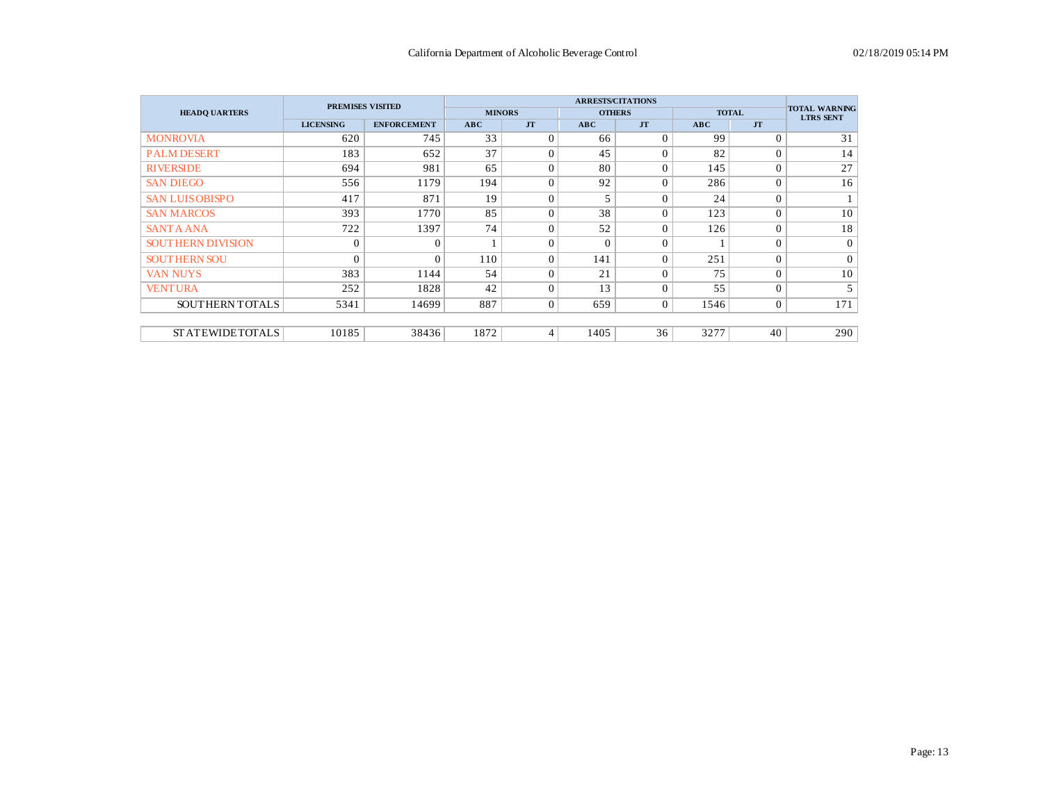| HEADQUARTERS | PREMISES VISITED | | ARRESTS/CITATIONS | | | | | | TOTAL WARNING LTRS SENT |
|---|---|---|---|---|---|---|---|---|---|
| | | | MINORS | | OTHERS | | TOTAL | | |
| | LICENSING | ENFORCEMENT | ABC | JT | ABC | JT | ABC | JT | |
| MONROVIA | 620 | 745 | 33 | 0 | 66 | 0 | 99 | 0 | 31 |
| PALM DESERT | 183 | 652 | 37 | 0 | 45 | 0 | 82 | 0 | 14 |
| RIVERSIDE | 694 | 981 | 65 | 0 | 80 | 0 | 145 | 0 | 27 |
| SAN DIEGO | 556 | 1179 | 194 | 0 | 92 | 0 | 286 | 0 | 16 |
| SAN LUIS OBISPO | 417 | 871 | 19 | 0 | 5 | 0 | 24 | 0 | 1 |
| SAN MARCOS | 393 | 1770 | 85 | 0 | 38 | 0 | 123 | 0 | 10 |
| SANTA ANA | 722 | 1397 | 74 | 0 | 52 | 0 | 126 | 0 | 18 |
| SOUTHERN DIVISION | 0 | 0 | 1 | 0 | 0 | 0 | 1 | 0 | 0 |
| SOUTHERN SOU | 0 | 0 | 110 | 0 | 141 | 0 | 251 | 0 | 0 |
| VAN NUYS | 383 | 1144 | 54 | 0 | 21 | 0 | 75 | 0 | 10 |
| VENTURA | 252 | 1828 | 42 | 0 | 13 | 0 | 55 | 0 | 5 |
| SOUTHERN TOTALS | 5341 | 14699 | 887 | 0 | 659 | 0 | 1546 | 0 | 171 |
| STATEWIDE TOTALS | 10185 | 38436 | 1872 | 4 | 1405 | 36 | 3277 | 40 | 290 |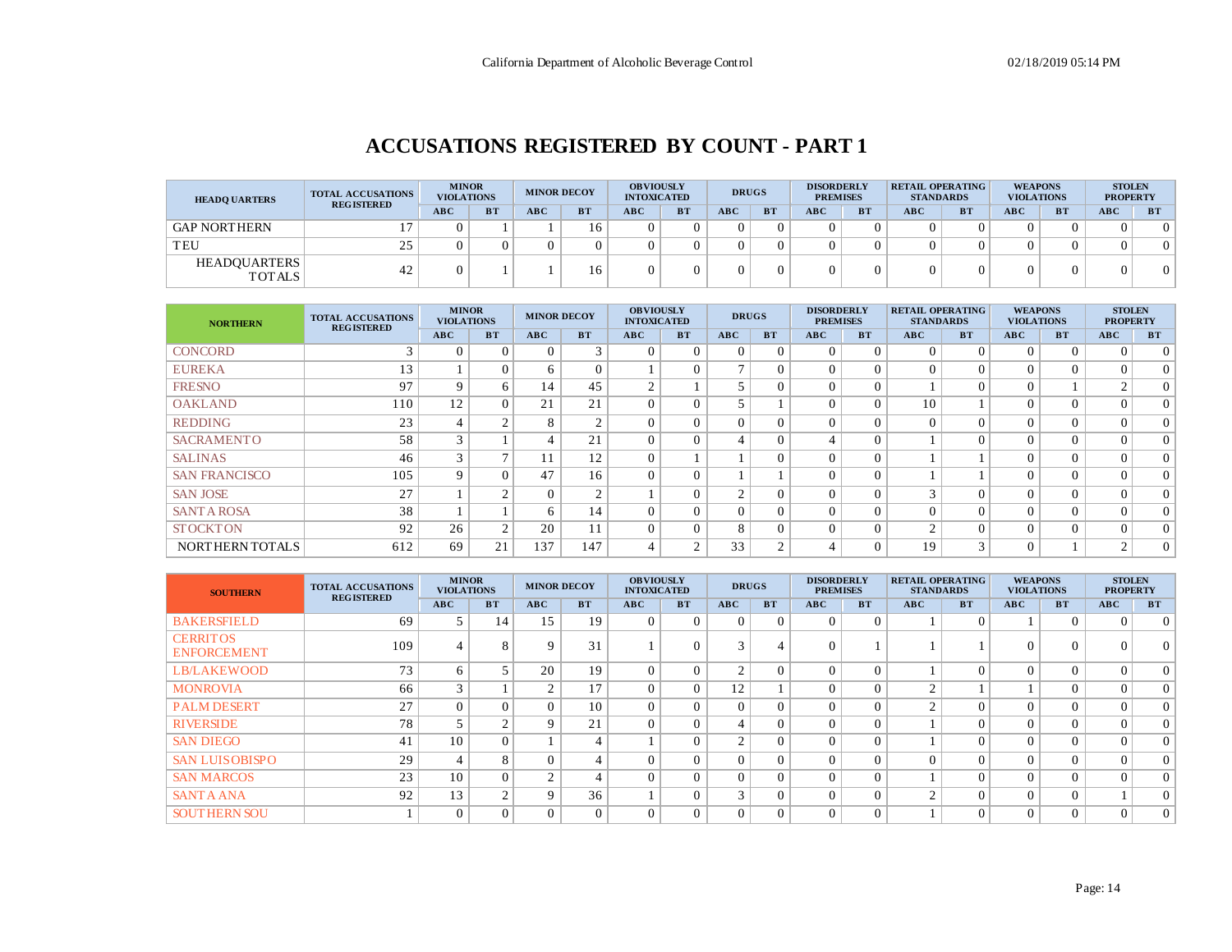# ACCUSATIONS REGISTERED BY COUNT - PART 1

| HEADQUARTERS | TOTAL ACCUSATIONS REGISTERED | MINOR VIOLATIONS | | MINOR DECOY | | OBVIOUSLY INTOXICATED | | DRUGS | | DISORDERLY PREMISES | | RETAIL OPERATING STANDARDS | | WEAPONS VIOLATIONS | | STOLEN PROPERTY | |
|---|---|---|---|---|---|---|---|---|---|---|---|---|---|---|---|---|---|
| | | ABC | BT | ABC | BT | ABC | BT | ABC | BT | ABC | BT | ABC | BT | ABC | BT | ABC | BT |
| GAP NORTHERN | 17 | 0 | 1 | 1 | 16 | 0 | 0 | 0 | 0 | 0 | 0 | 0 | 0 | 0 | 0 | 0 | 0 |
| TEU | 25 | 0 | 0 | 0 | 0 | 0 | 0 | 0 | 0 | 0 | 0 | 0 | 0 | 0 | 0 | 0 | 0 |
| HEADQUARTERS TOTALS | 42 | 0 | 1 | 1 | 16 | 0 | 0 | 0 | 0 | 0 | 0 | 0 | 0 | 0 | 0 | 0 | 0 |

| NORTHERN | TOTAL ACCUSATIONS REGISTERED | MINOR VIOLATIONS | | MINOR DECOY | | OBVIOUSLY INTOXICATED | | DRUGS | | DISORDERLY PREMISES | | RETAIL OPERATING STANDARDS | | WEAPONS VIOLATIONS | | STOLEN PROPERTY | |
|---|---|---|---|---|---|---|---|---|---|---|---|---|---|---|---|---|---|
| | | ABC | BT | ABC | BT | ABC | BT | ABC | BT | ABC | BT | ABC | BT | ABC | BT | ABC | BT |
| CONCORD | 3 | 0 | 0 | 0 | 3 | 0 | 0 | 0 | 0 | 0 | 0 | 0 | 0 | 0 | 0 | 0 | 0 |
| EUREKA | 13 | 1 | 0 | 6 | 0 | 1 | 0 | 7 | 0 | 0 | 0 | 0 | 0 | 0 | 0 | 0 | 0 |
| FRESNO | 97 | 9 | 6 | 14 | 45 | 2 | 1 | 5 | 0 | 0 | 0 | 1 | 0 | 0 | 1 | 2 | 0 |
| OAKLAND | 110 | 12 | 0 | 21 | 21 | 0 | 0 | 5 | 1 | 0 | 0 | 10 | 1 | 0 | 0 | 0 | 0 |
| REDDING | 23 | 4 | 2 | 8 | 2 | 0 | 0 | 0 | 0 | 0 | 0 | 0 | 0 | 0 | 0 | 0 | 0 |
| SACRAMENTO | 58 | 3 | 1 | 4 | 21 | 0 | 0 | 4 | 0 | 4 | 0 | 1 | 0 | 0 | 0 | 0 | 0 |
| SALINAS | 46 | 3 | 7 | 11 | 12 | 0 | 1 | 1 | 0 | 0 | 0 | 1 | 1 | 0 | 0 | 0 | 0 |
| SAN FRANCISCO | 105 | 9 | 0 | 47 | 16 | 0 | 0 | 1 | 1 | 0 | 0 | 1 | 1 | 0 | 0 | 0 | 0 |
| SAN JOSE | 27 | 1 | 2 | 0 | 2 | 1 | 0 | 2 | 0 | 0 | 0 | 3 | 0 | 0 | 0 | 0 | 0 |
| SANTA ROSA | 38 | 1 | 1 | 6 | 14 | 0 | 0 | 0 | 0 | 0 | 0 | 0 | 0 | 0 | 0 | 0 | 0 |
| STOCKTON | 92 | 26 | 2 | 20 | 11 | 0 | 0 | 8 | 0 | 0 | 0 | 2 | 0 | 0 | 0 | 0 | 0 |
| NORTHERN TOTALS | 612 | 69 | 21 | 137 | 147 | 4 | 2 | 33 | 2 | 4 | 0 | 19 | 3 | 0 | 1 | 2 | 0 |

| SOUTHERN | TOTAL ACCUSATIONS REGISTERED | MINOR VIOLATIONS | | MINOR DECOY | | OBVIOUSLY INTOXICATED | | DRUGS | | DISORDERLY PREMISES | | RETAIL OPERATING STANDARDS | | WEAPONS VIOLATIONS | | STOLEN PROPERTY | |
|---|---|---|---|---|---|---|---|---|---|---|---|---|---|---|---|---|---|
| | | ABC | BT | ABC | BT | ABC | BT | ABC | BT | ABC | BT | ABC | BT | ABC | BT | ABC | BT |
| BAKERSFIELD | 69 | 5 | 14 | 15 | 19 | 0 | 0 | 0 | 0 | 0 | 0 | 1 | 0 | 1 | 0 | 0 | 0 |
| CERRITOS ENFORCEMENT | 109 | 4 | 8 | 9 | 31 | 1 | 0 | 3 | 4 | 0 | 1 | 1 | 1 | 0 | 0 | 0 | 0 |
| LB/LAKEWOOD | 73 | 6 | 5 | 20 | 19 | 0 | 0 | 2 | 0 | 0 | 0 | 1 | 0 | 0 | 0 | 0 | 0 |
| MONROVIA | 66 | 3 | 1 | 2 | 17 | 0 | 0 | 12 | 1 | 0 | 0 | 2 | 1 | 1 | 0 | 0 | 0 |
| PALM DESERT | 27 | 0 | 0 | 0 | 10 | 0 | 0 | 0 | 0 | 0 | 0 | 2 | 0 | 0 | 0 | 0 | 0 |
| RIVERSIDE | 78 | 5 | 2 | 9 | 21 | 0 | 0 | 4 | 0 | 0 | 0 | 1 | 0 | 0 | 0 | 0 | 0 |
| SAN DIEGO | 41 | 10 | 0 | 1 | 4 | 1 | 0 | 2 | 0 | 0 | 0 | 1 | 0 | 0 | 0 | 0 | 0 |
| SAN LUIS OBISPO | 29 | 4 | 8 | 0 | 4 | 0 | 0 | 0 | 0 | 0 | 0 | 0 | 0 | 0 | 0 | 0 | 0 |
| SAN MARCOS | 23 | 10 | 0 | 2 | 4 | 0 | 0 | 0 | 0 | 0 | 0 | 1 | 0 | 0 | 0 | 0 | 0 |
| SANTA ANA | 92 | 13 | 2 | 9 | 36 | 1 | 0 | 3 | 0 | 0 | 0 | 2 | 0 | 0 | 0 | 1 | 0 |
| SOUTHERN SOU | 1 | 0 | 0 | 0 | 0 | 0 | 0 | 0 | 0 | 0 | 0 | 1 | 0 | 0 | 0 | 0 | 0 |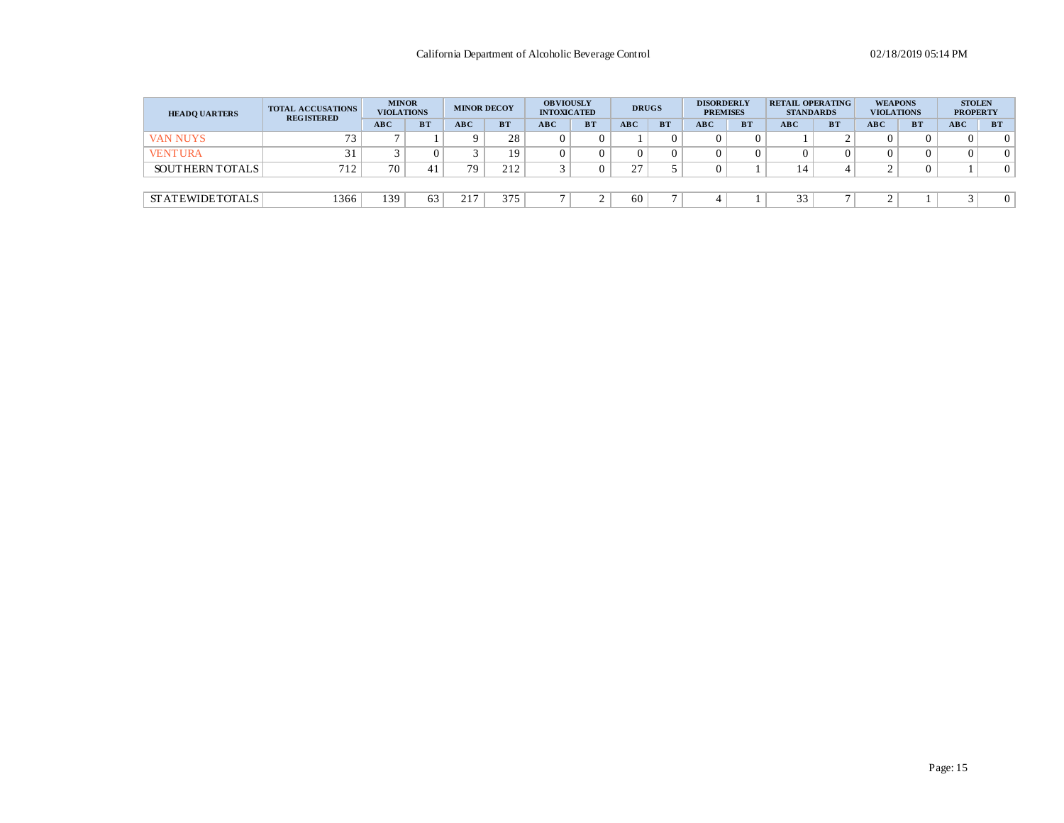California Department of Alcoholic Beverage Control

02/18/2019 05:14 PM

| HEADQUARTERS | TOTAL ACCUSATIONS REGISTERED | MINOR VIOLATIONS | | MINOR DECOY | | OBVIOUSLY INTOXICATED | | DRUGS | | DISORDERLY PREMISES | | RETAIL OPERATING STANDARDS | | WEAPONS VIOLATIONS | | STOLEN PROPERTY | |
|---|---|---|---|---|---|---|---|---|---|---|---|---|---|---|---|---|---|
| | | ABC | BT | ABC | BT | ABC | BT | ABC | BT | ABC | BT | ABC | BT | ABC | BT | ABC | BT |
| VAN NUYS | 73 | 7 | 1 | 9 | 28 | 0 | 0 | 1 | 0 | 0 | 0 | 1 | 2 | 0 | 0 | 0 | 0 |
| VENTURA | 31 | 3 | 0 | 3 | 19 | 0 | 0 | 0 | 0 | 0 | 0 | 0 | 0 | 0 | 0 | 0 | 0 |
| SOUTHERN TOTALS | 712 | 70 | 41 | 79 | 212 | 3 | 0 | 27 | 5 | 0 | 1 | 14 | 4 | 2 | 0 | 1 | 0 |
| STATEWIDE TOTALS | 1366 | 139 | 63 | 217 | 375 | 7 | 2 | 60 | 7 | 4 | 1 | 33 | 7 | 2 | 1 | 3 | 0 |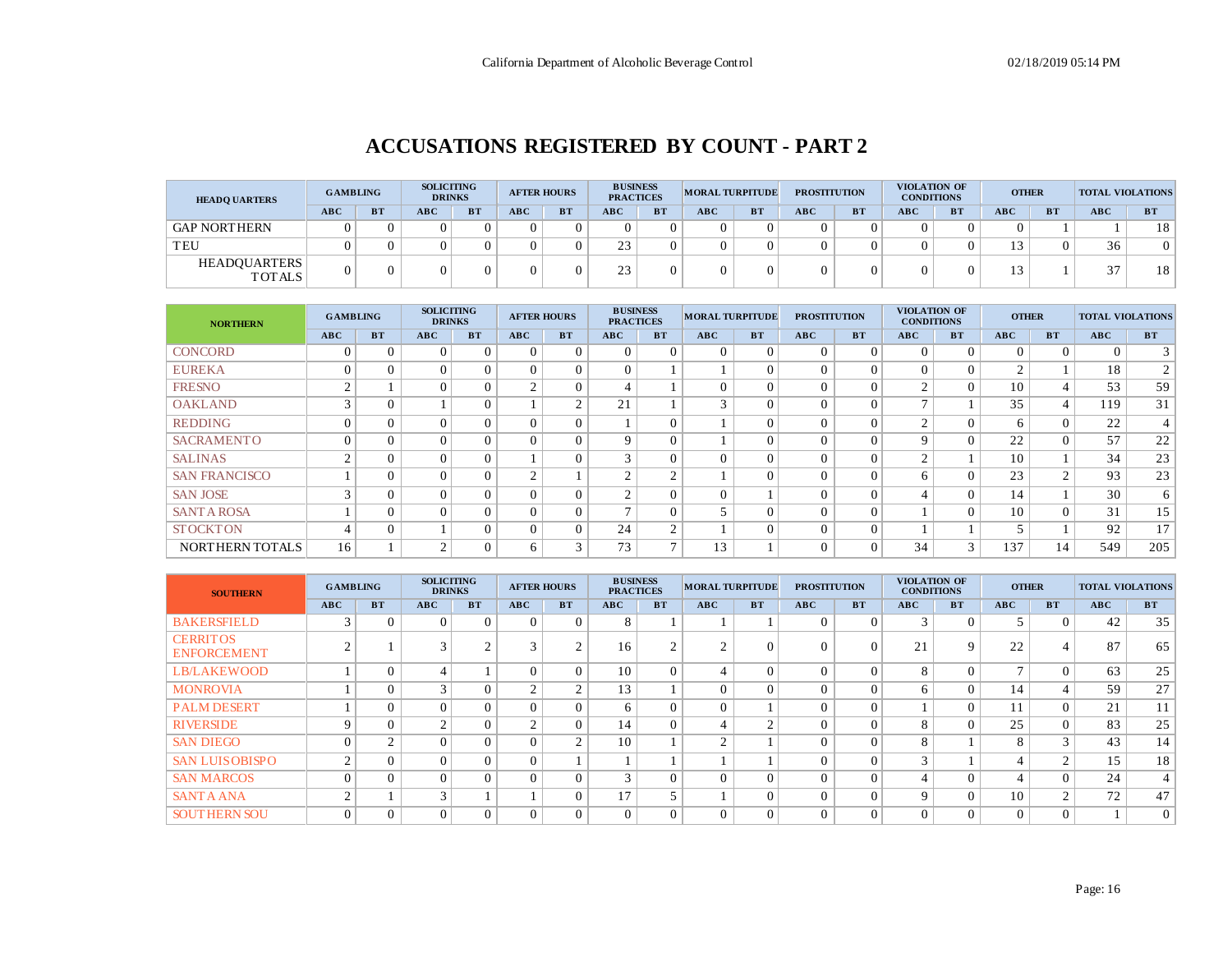# ACCUSATIONS REGISTERED BY COUNT - PART 2

| HEADQUARTERS | GAMBLING | | SOLICITING DRINKS | | AFTER HOURS | | BUSINESS PRACTICES | | MORAL TURPITUDE | | PROSTITUTION | | VIOLATION OF CONDITIONS | | OTHER | | TOTAL VIOLATIONS | |
|---|---|---|---|---|---|---|---|---|---|---|---|---|---|---|---|---|---|---|
| | ABC | BT | ABC | BT | ABC | BT | ABC | BT | ABC | BT | ABC | BT | ABC | BT | ABC | BT | ABC | BT |
| GAP NORTHERN | 0 | 0 | 0 | 0 | 0 | 0 | 0 | 0 | 0 | 0 | 0 | 0 | 0 | 0 | 0 | 1 | 1 | 18 |
| TEU | 0 | 0 | 0 | 0 | 0 | 0 | 23 | 0 | 0 | 0 | 0 | 0 | 0 | 0 | 13 | 0 | 36 | 0 |
| HEADQUARTERS TOTALS | 0 | 0 | 0 | 0 | 0 | 0 | 23 | 0 | 0 | 0 | 0 | 0 | 0 | 0 | 13 | 1 | 37 | 18 |

| NORTHERN | GAMBLING | | SOLICITING DRINKS | | AFTER HOURS | | BUSINESS PRACTICES | | MORAL TURPITUDE | | PROSTITUTION | | VIOLATION OF CONDITIONS | | OTHER | | TOTAL VIOLATIONS | |
|---|---|---|---|---|---|---|---|---|---|---|---|---|---|---|---|---|---|---|
| | ABC | BT | ABC | BT | ABC | BT | ABC | BT | ABC | BT | ABC | BT | ABC | BT | ABC | BT | ABC | BT |
| CONCORD | 0 | 0 | 0 | 0 | 0 | 0 | 0 | 0 | 0 | 0 | 0 | 0 | 0 | 0 | 0 | 0 | 0 | 3 |
| EUREKA | 0 | 0 | 0 | 0 | 0 | 0 | 0 | 1 | 1 | 0 | 0 | 0 | 0 | 0 | 2 | 1 | 18 | 2 |
| FRESNO | 2 | 1 | 0 | 0 | 2 | 0 | 4 | 1 | 0 | 0 | 0 | 0 | 2 | 0 | 10 | 4 | 53 | 59 |
| OAKLAND | 3 | 0 | 1 | 0 | 1 | 2 | 21 | 1 | 3 | 0 | 0 | 0 | 7 | 1 | 35 | 4 | 119 | 31 |
| REDDING | 0 | 0 | 0 | 0 | 0 | 0 | 1 | 0 | 1 | 0 | 0 | 0 | 2 | 0 | 6 | 0 | 22 | 4 |
| SACRAMENTO | 0 | 0 | 0 | 0 | 0 | 0 | 9 | 0 | 1 | 0 | 0 | 0 | 9 | 0 | 22 | 0 | 57 | 22 |
| SALINAS | 2 | 0 | 0 | 0 | 1 | 0 | 3 | 0 | 0 | 0 | 0 | 0 | 2 | 1 | 10 | 1 | 34 | 23 |
| SAN FRANCISCO | 1 | 0 | 0 | 0 | 2 | 1 | 2 | 2 | 1 | 0 | 0 | 0 | 6 | 0 | 23 | 2 | 93 | 23 |
| SAN JOSE | 3 | 0 | 0 | 0 | 0 | 0 | 2 | 0 | 0 | 1 | 0 | 0 | 4 | 0 | 14 | 1 | 30 | 6 |
| SANTA ROSA | 1 | 0 | 0 | 0 | 0 | 0 | 7 | 0 | 5 | 0 | 0 | 0 | 1 | 0 | 10 | 0 | 31 | 15 |
| STOCKTON | 4 | 0 | 1 | 0 | 0 | 0 | 24 | 2 | 1 | 0 | 0 | 0 | 1 | 1 | 5 | 1 | 92 | 17 |
| NORTHERN TOTALS | 16 | 1 | 2 | 0 | 6 | 3 | 73 | 7 | 13 | 1 | 0 | 0 | 34 | 3 | 137 | 14 | 549 | 205 |

| SOUTHERN | GAMBLING | | SOLICITING DRINKS | | AFTER HOURS | | BUSINESS PRACTICES | | MORAL TURPITUDE | | PROSTITUTION | | VIOLATION OF CONDITIONS | | OTHER | | TOTAL VIOLATIONS | |
|---|---|---|---|---|---|---|---|---|---|---|---|---|---|---|---|---|---|---|
| | ABC | BT | ABC | BT | ABC | BT | ABC | BT | ABC | BT | ABC | BT | ABC | BT | ABC | BT | ABC | BT |
| BAKERSFIELD | 3 | 0 | 0 | 0 | 0 | 0 | 8 | 1 | 1 | 1 | 0 | 0 | 3 | 0 | 5 | 0 | 42 | 35 |
| CERRITOS ENFORCEMENT | 2 | 1 | 3 | 2 | 3 | 2 | 16 | 2 | 2 | 0 | 0 | 0 | 21 | 9 | 22 | 4 | 87 | 65 |
| LB/LAKEWOOD | 1 | 0 | 4 | 1 | 0 | 0 | 10 | 0 | 4 | 0 | 0 | 0 | 8 | 0 | 7 | 0 | 63 | 25 |
| MONROVIA | 1 | 0 | 3 | 0 | 2 | 2 | 13 | 1 | 0 | 0 | 0 | 0 | 6 | 0 | 14 | 4 | 59 | 27 |
| PALM DESERT | 1 | 0 | 0 | 0 | 0 | 0 | 6 | 0 | 0 | 1 | 0 | 0 | 1 | 0 | 11 | 0 | 21 | 11 |
| RIVERSIDE | 9 | 0 | 2 | 0 | 2 | 0 | 14 | 0 | 4 | 2 | 0 | 0 | 8 | 0 | 25 | 0 | 83 | 25 |
| SAN DIEGO | 0 | 2 | 0 | 0 | 0 | 2 | 10 | 1 | 2 | 1 | 0 | 0 | 8 | 1 | 8 | 3 | 43 | 14 |
| SAN LUIS OBISPO | 2 | 0 | 0 | 0 | 0 | 1 | 1 | 1 | 1 | 1 | 0 | 0 | 3 | 1 | 4 | 2 | 15 | 18 |
| SAN MARCOS | 0 | 0 | 0 | 0 | 0 | 0 | 3 | 0 | 0 | 0 | 0 | 0 | 4 | 0 | 4 | 0 | 24 | 4 |
| SANTA ANA | 2 | 1 | 3 | 1 | 1 | 0 | 17 | 5 | 1 | 0 | 0 | 0 | 9 | 0 | 10 | 2 | 72 | 47 |
| SOUTHERN SOU | 0 | 0 | 0 | 0 | 0 | 0 | 0 | 0 | 0 | 0 | 0 | 0 | 0 | 0 | 0 | 0 | 1 | 0 |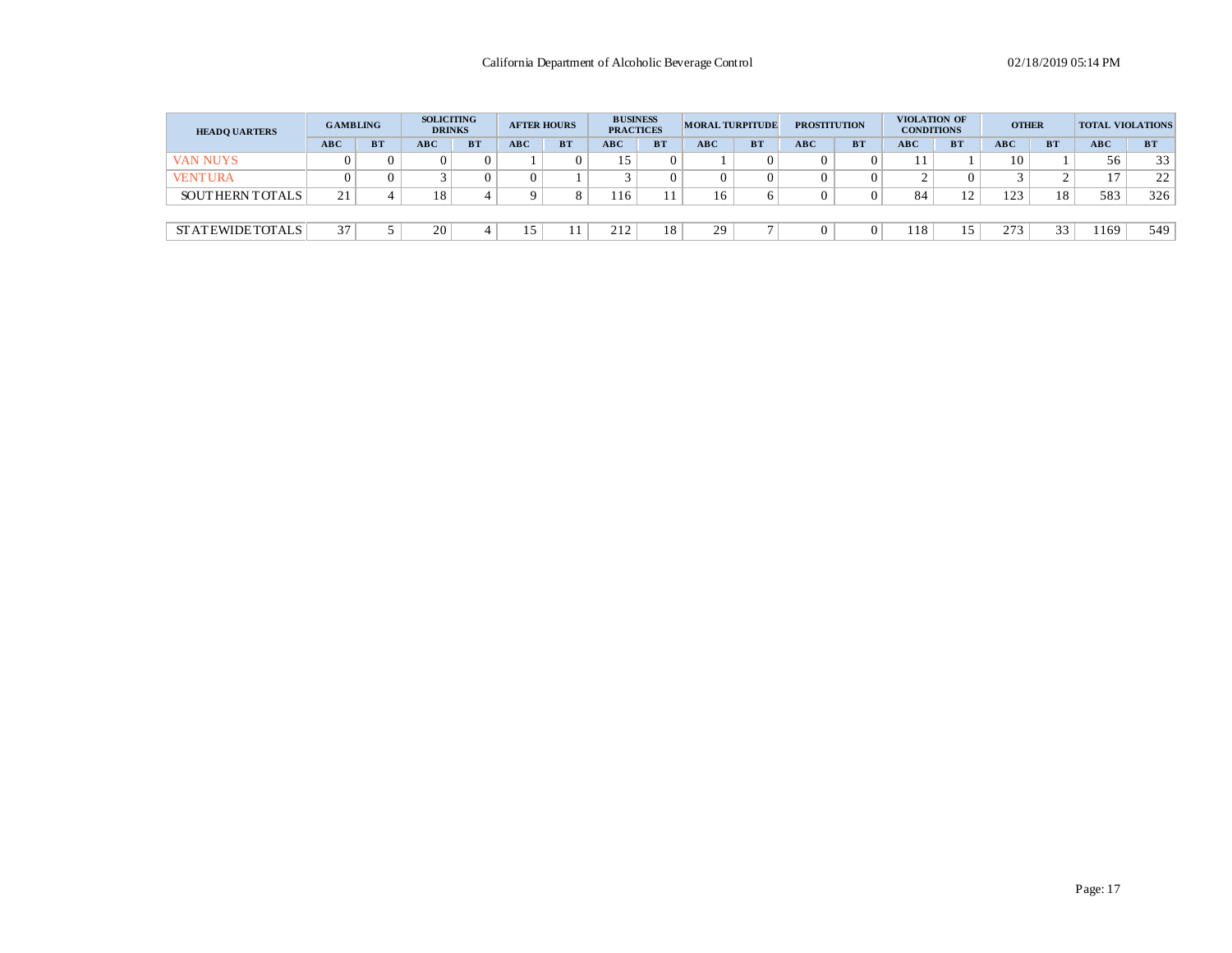| HEADQUARTERS | GAMBLING | | SOLICITING DRINKS | | AFTER HOURS | | BUSINESS PRACTICES | | MORAL TURPITUDE | | PROSTITUTION | | VIOLATION OF CONDITIONS | | OTHER | | TOTAL VIOLATIONS | |
|---|---|---|---|---|---|---|---|---|---|---|---|---|---|---|---|---|---|---|
| | ABC | BT | ABC | BT | ABC | BT | ABC | BT | ABC | BT | ABC | BT | ABC | BT | ABC | BT | ABC | BT |
| VAN NUYS | 0 | 0 | 0 | 0 | 1 | 0 | 15 | 0 | 1 | 0 | 0 | 0 | 11 | 1 | 10 | 1 | 56 | 33 |
| VENTURA | 0 | 0 | 3 | 0 | 0 | 1 | 3 | 0 | 0 | 0 | 0 | 0 | 2 | 0 | 3 | 2 | 17 | 22 |
| SOUTHERN TOTALS | 21 | 4 | 18 | 4 | 9 | 8 | 116 | 11 | 16 | 6 | 0 | 0 | 84 | 12 | 123 | 18 | 583 | 326 |
| STATEWIDE TOTALS | 37 | 5 | 20 | 4 | 15 | 11 | 212 | 18 | 29 | 7 | 0 | 0 | 118 | 15 | 273 | 33 | 1169 | 549 |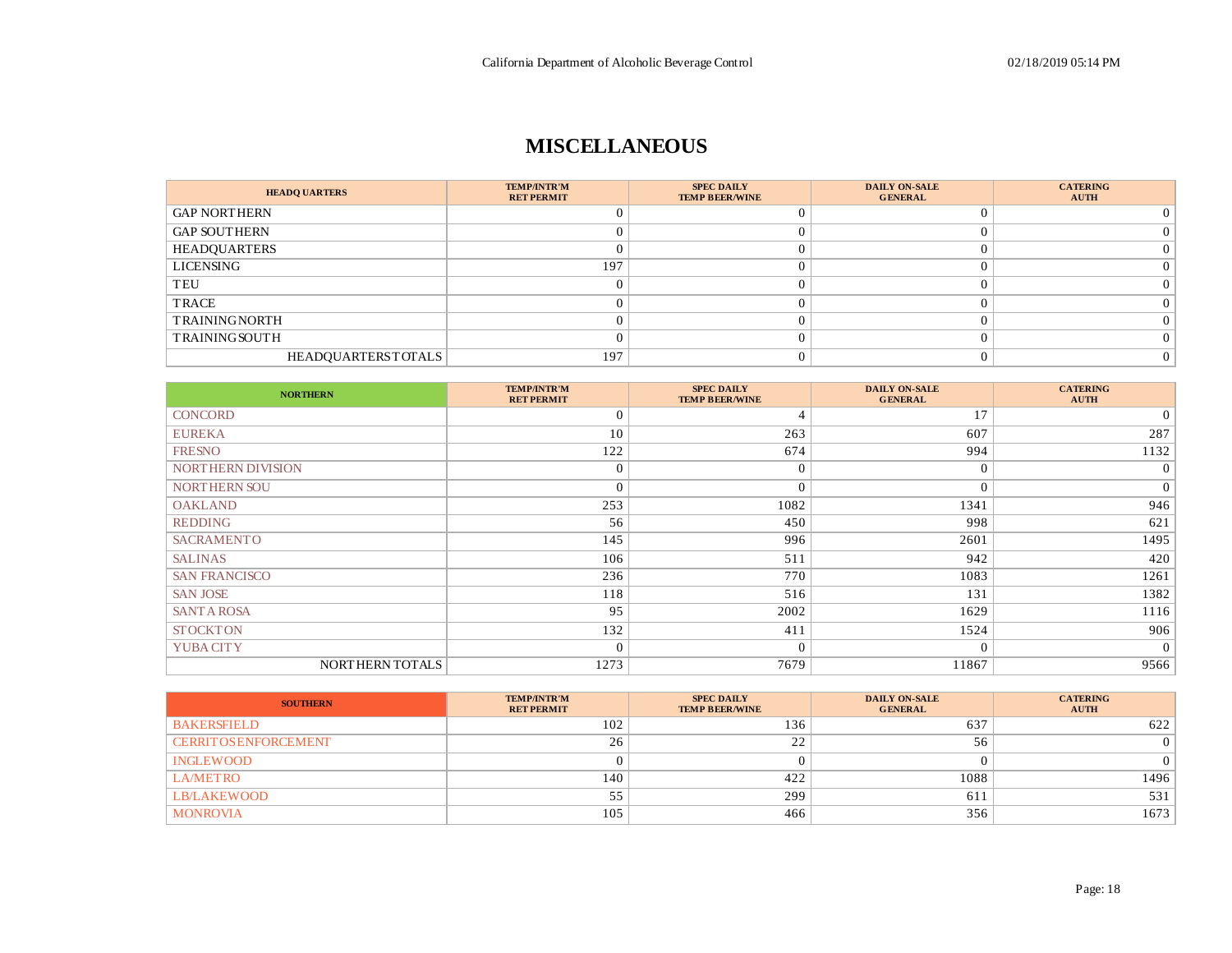# MISCELLANEOUS

| HEADQUARTERS | TEMP/INTR'M RET PERMIT | SPEC DAILY TEMP BEER/WINE | DAILY ON-SALE GENERAL | CATERING AUTH |
|---|---|---|---|---|
| GAP NORTHERN | 0 | 0 | 0 | 0 |
| GAP SOUTHERN | 0 | 0 | 0 | 0 |
| HEADQUARTERS | 0 | 0 | 0 | 0 |
| LICENSING | 197 | 0 | 0 | 0 |
| TEU | 0 | 0 | 0 | 0 |
| TRACE | 0 | 0 | 0 | 0 |
| TRAINING NORTH | 0 | 0 | 0 | 0 |
| TRAINING SOUTH | 0 | 0 | 0 | 0 |
| HEADQUARTERS TOTALS | 197 | 0 | 0 | 0 |

| NORTHERN | TEMP/INTR'M RET PERMIT | SPEC DAILY TEMP BEER/WINE | DAILY ON-SALE GENERAL | CATERING AUTH |
|---|---|---|---|---|
| CONCORD | 0 | 4 | 17 | 0 |
| EUREKA | 10 | 263 | 607 | 287 |
| FRESNO | 122 | 674 | 994 | 1132 |
| NORTHERN DIVISION | 0 | 0 | 0 | 0 |
| NORTHERN SOU | 0 | 0 | 0 | 0 |
| OAKLAND | 253 | 1082 | 1341 | 946 |
| REDDING | 56 | 450 | 998 | 621 |
| SACRAMENTO | 145 | 996 | 2601 | 1495 |
| SALINAS | 106 | 511 | 942 | 420 |
| SAN FRANCISCO | 236 | 770 | 1083 | 1261 |
| SAN JOSE | 118 | 516 | 131 | 1382 |
| SANTA ROSA | 95 | 2002 | 1629 | 1116 |
| STOCKTON | 132 | 411 | 1524 | 906 |
| YUBA CITY | 0 | 0 | 0 | 0 |
| NORTHERN TOTALS | 1273 | 7679 | 11867 | 9566 |

| SOUTHERN | TEMP/INTR'M RET PERMIT | SPEC DAILY TEMP BEER/WINE | DAILY ON-SALE GENERAL | CATERING AUTH |
|---|---|---|---|---|
| BAKERSFIELD | 102 | 136 | 637 | 622 |
| CERRITOS ENFORCEMENT | 26 | 22 | 56 | 0 |
| INGLEWOOD | 0 | 0 | 0 | 0 |
| LA/METRO | 140 | 422 | 1088 | 1496 |
| LB/LAKEWOOD | 55 | 299 | 611 | 531 |
| MONROVIA | 105 | 466 | 356 | 1673 |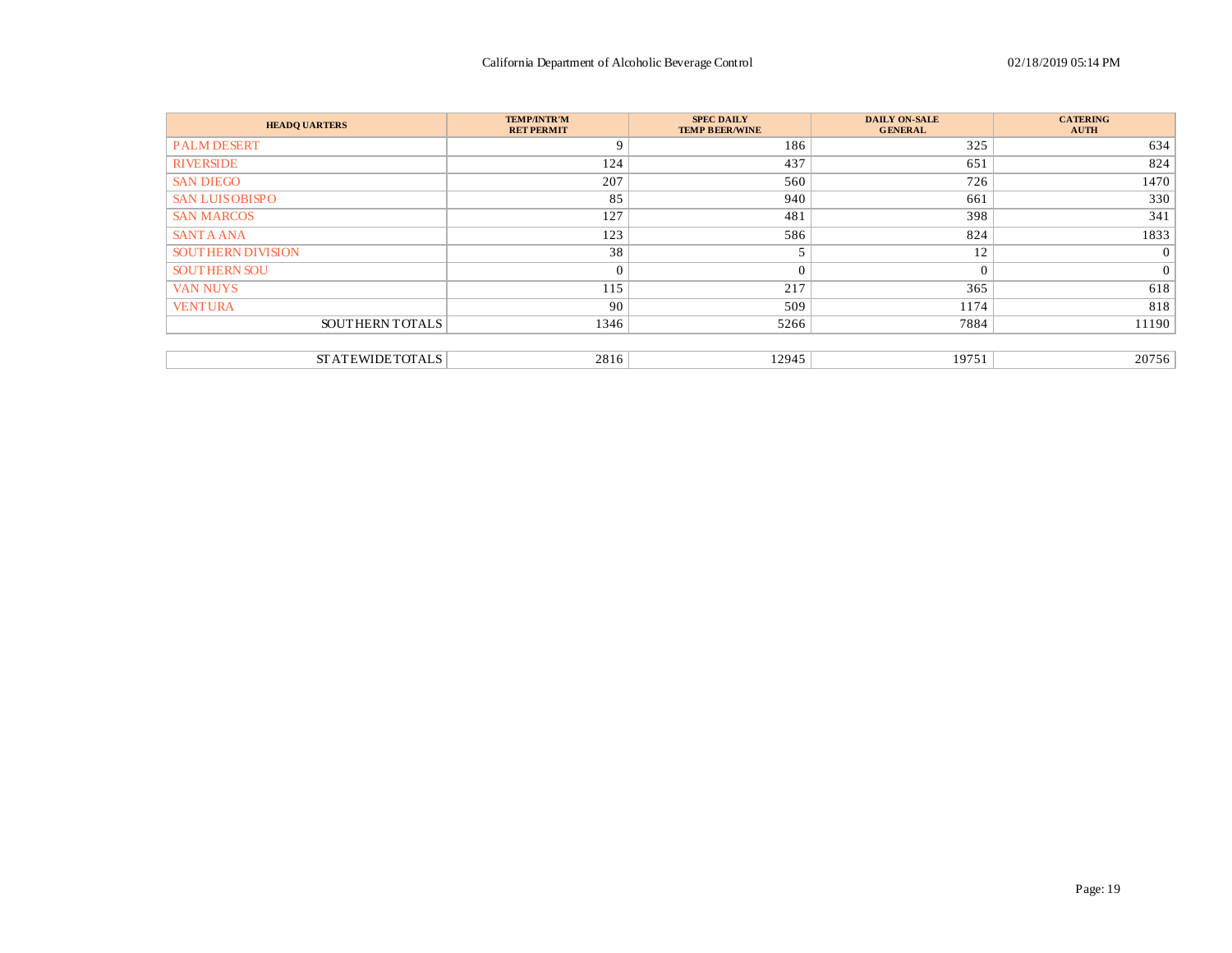| HEADQUARTERS | TEMP/INTR'M RET PERMIT | SPEC DAILY TEMP BEER/WINE | DAILY ON-SALE GENERAL | CATERING AUTH |
|---|---|---|---|---|
| PALM DESERT | 9 | 186 | 325 | 634 |
| RIVERSIDE | 124 | 437 | 651 | 824 |
| SAN DIEGO | 207 | 560 | 726 | 1470 |
| SAN LUIS OBISPO | 85 | 940 | 661 | 330 |
| SAN MARCOS | 127 | 481 | 398 | 341 |
| SANTA ANA | 123 | 586 | 824 | 1833 |
| SOUTHERN DIVISION | 38 | 5 | 12 | 0 |
| SOUTHERN SOU | 0 | 0 | 0 | 0 |
| VAN NUYS | 115 | 217 | 365 | 618 |
| VENTURA | 90 | 509 | 1174 | 818 |
| SOUTHERN TOTALS | 1346 | 5266 | 7884 | 11190 |
| STATEWIDE TOTALS | 2816 | 12945 | 19751 | 20756 |